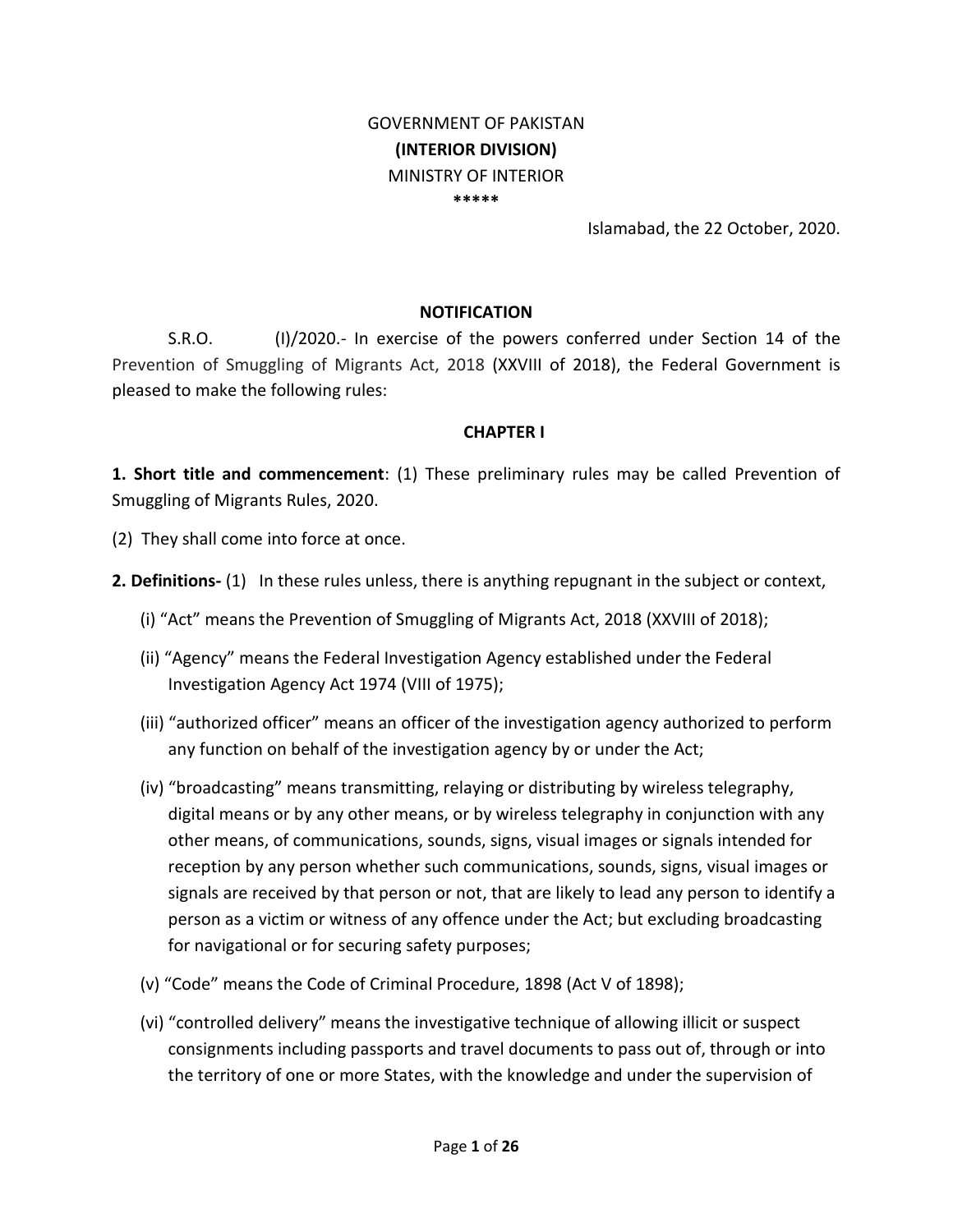GOVERNMENT OF PAKISTAN

**(INTERIOR DIVISION)**

MINISTRY OF INTERIOR

*****

Islamabad, the 22 October, 2020.

**NOTIFICATION**

S.R.O. (I)/2020.- In exercise of the powers conferred under Section 14 of the Prevention of Smuggling of Migrants Act, 2018 (XXVIII of 2018), the Federal Government is pleased to make the following rules:

**CHAPTER I**

**1. Short title and commencement**: (1) These preliminary rules may be called Prevention of Smuggling of Migrants Rules, 2020.

(2) They shall come into force at once.

**2. Definitions-** (1) In these rules unless, there is anything repugnant in the subject or context,

(i) "Act" means the Prevention of Smuggling of Migrants Act, 2018 (XXVIII of 2018);

(ii) "Agency" means the Federal Investigation Agency established under the Federal Investigation Agency Act 1974 (VIII of 1975);

(iii) "authorized officer" means an officer of the investigation agency authorized to perform any function on behalf of the investigation agency by or under the Act;

(iv) "broadcasting" means transmitting, relaying or distributing by wireless telegraphy, digital means or by any other means, or by wireless telegraphy in conjunction with any other means, of communications, sounds, signs, visual images or signals intended for reception by any person whether such communications, sounds, signs, visual images or signals are received by that person or not, that are likely to lead any person to identify a person as a victim or witness of any offence under the Act; but excluding broadcasting for navigational or for securing safety purposes;

(v) "Code" means the Code of Criminal Procedure, 1898 (Act V of 1898);

(vi) "controlled delivery" means the investigative technique of allowing illicit or suspect consignments including passports and travel documents to pass out of, through or into the territory of one or more States, with the knowledge and under the supervision of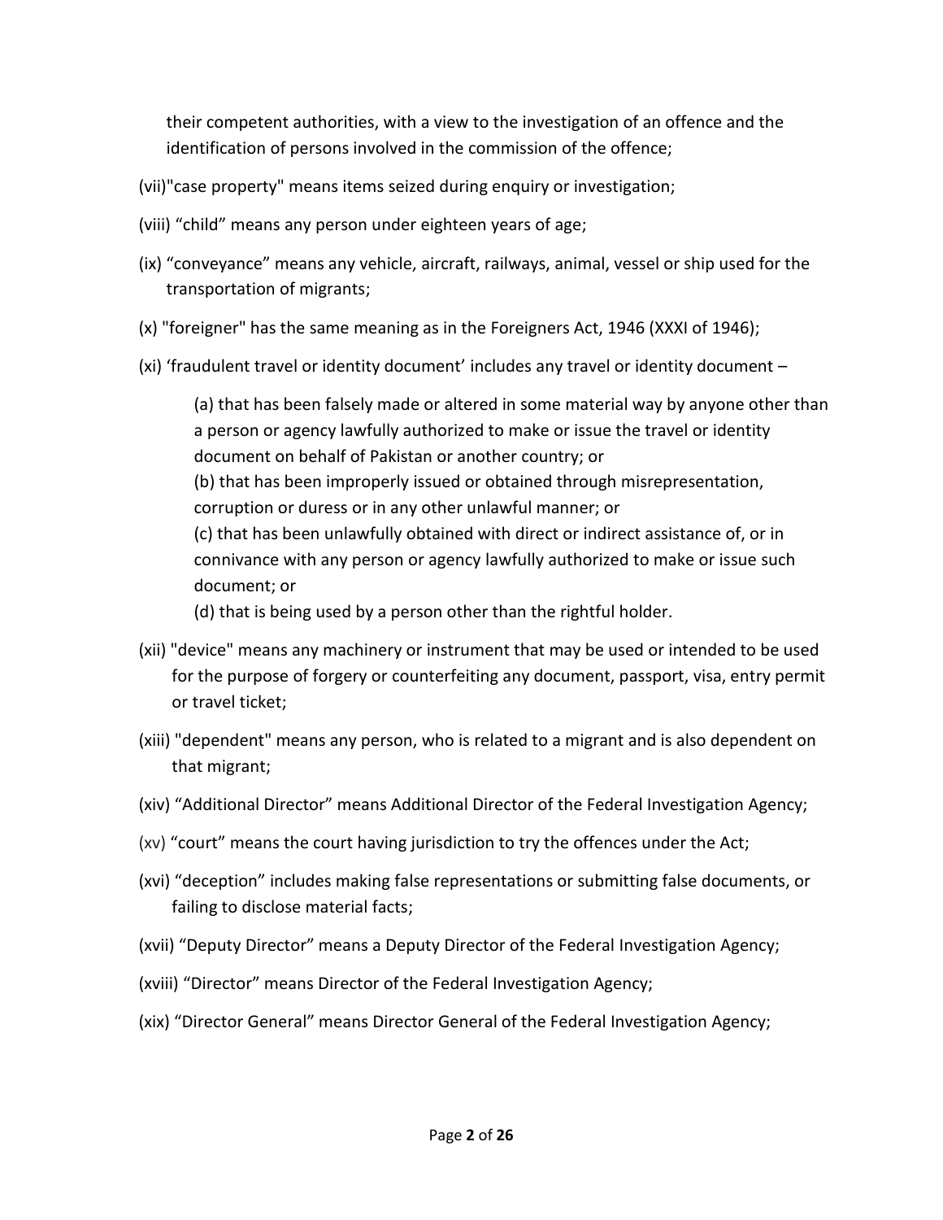their competent authorities, with a view to the investigation of an offence and the identification of persons involved in the commission of the offence;

(vii)"case property" means items seized during enquiry or investigation;

(viii) “child” means any person under eighteen years of age;

(ix) “conveyance” means any vehicle, aircraft, railways, animal, vessel or ship used for the transportation of migrants;

(x) "foreigner" has the same meaning as in the Foreigners Act, 1946 (XXXI of 1946);

(xi) ‘fraudulent travel or identity document’ includes any travel or identity document –

> (a) that has been falsely made or altered in some material way by anyone other than a person or agency lawfully authorized to make or issue the travel or identity document on behalf of Pakistan or another country; or
>
> (b) that has been improperly issued or obtained through misrepresentation, corruption or duress or in any other unlawful manner; or
>
> (c) that has been unlawfully obtained with direct or indirect assistance of, or in connivance with any person or agency lawfully authorized to make or issue such document; or
>
> (d) that is being used by a person other than the rightful holder.

(xii) "device" means any machinery or instrument that may be used or intended to be used for the purpose of forgery or counterfeiting any document, passport, visa, entry permit or travel ticket;

(xiii) "dependent" means any person, who is related to a migrant and is also dependent on that migrant;

(xiv) “Additional Director” means Additional Director of the Federal Investigation Agency;

(xv) “court” means the court having jurisdiction to try the offences under the Act;

(xvi) “deception” includes making false representations or submitting false documents, or failing to disclose material facts;

(xvii) “Deputy Director” means a Deputy Director of the Federal Investigation Agency;

(xviii) “Director” means Director of the Federal Investigation Agency;

(xix) “Director General” means Director General of the Federal Investigation Agency;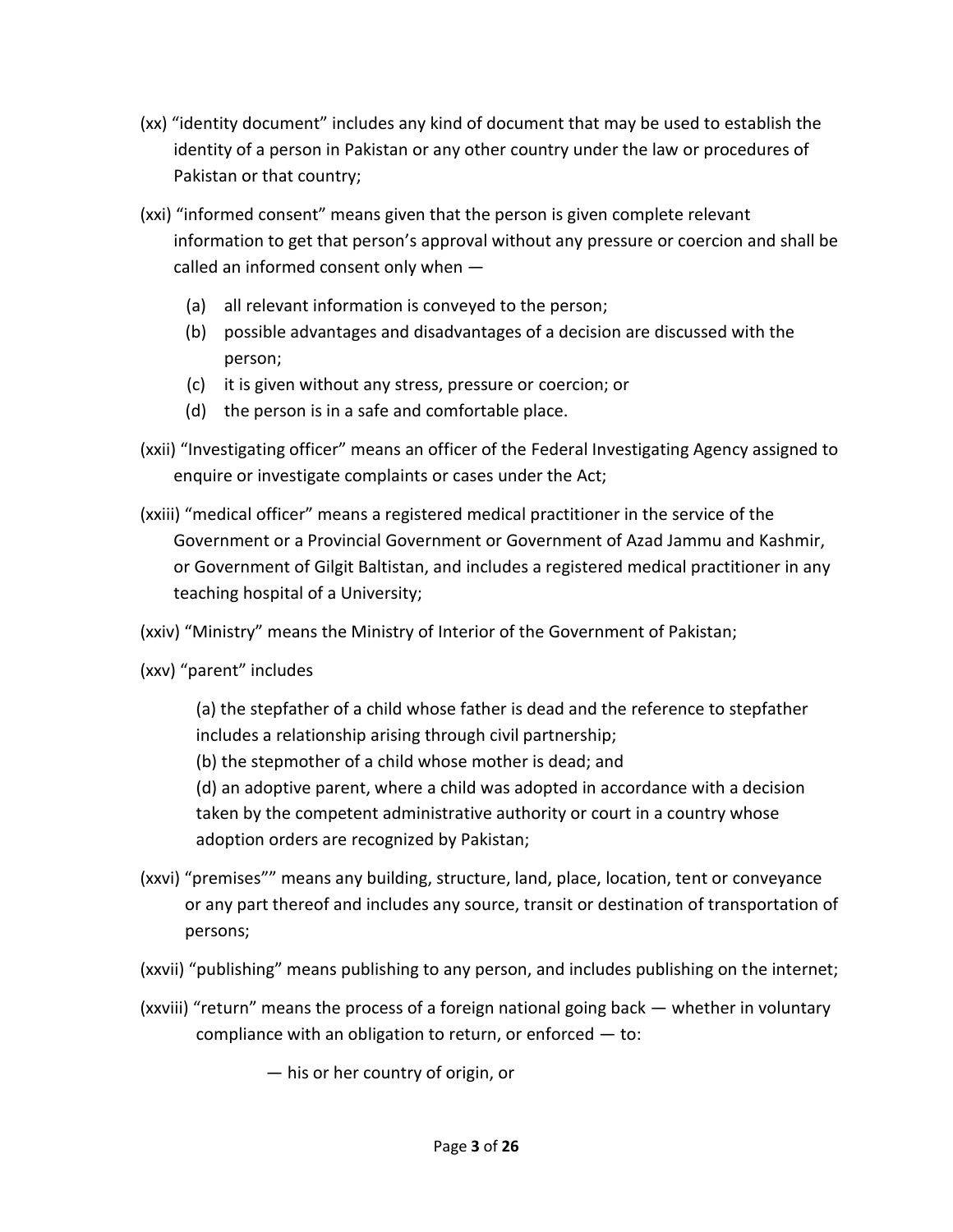(xx) "identity document" includes any kind of document that may be used to establish the identity of a person in Pakistan or any other country under the law or procedures of Pakistan or that country;

(xxi) "informed consent" means given that the person is given complete relevant information to get that person's approval without any pressure or coercion and shall be called an informed consent only when —

(a) all relevant information is conveyed to the person;
(b) possible advantages and disadvantages of a decision are discussed with the person;
(c) it is given without any stress, pressure or coercion; or
(d) the person is in a safe and comfortable place.

(xxii) "Investigating officer" means an officer of the Federal Investigating Agency assigned to enquire or investigate complaints or cases under the Act;

(xxiii) "medical officer" means a registered medical practitioner in the service of the Government or a Provincial Government or Government of Azad Jammu and Kashmir, or Government of Gilgit Baltistan, and includes a registered medical practitioner in any teaching hospital of a University;

(xxiv) "Ministry" means the Ministry of Interior of the Government of Pakistan;

(xxv) "parent" includes

(a) the stepfather of a child whose father is dead and the reference to stepfather includes a relationship arising through civil partnership;
(b) the stepmother of a child whose mother is dead; and
(d) an adoptive parent, where a child was adopted in accordance with a decision taken by the competent administrative authority or court in a country whose adoption orders are recognized by Pakistan;

(xxvi) "premises"" means any building, structure, land, place, location, tent or conveyance or any part thereof and includes any source, transit or destination of transportation of persons;

(xxvii) "publishing" means publishing to any person, and includes publishing on the internet;

(xxviii) "return" means the process of a foreign national going back — whether in voluntary compliance with an obligation to return, or enforced — to:

— his or her country of origin, or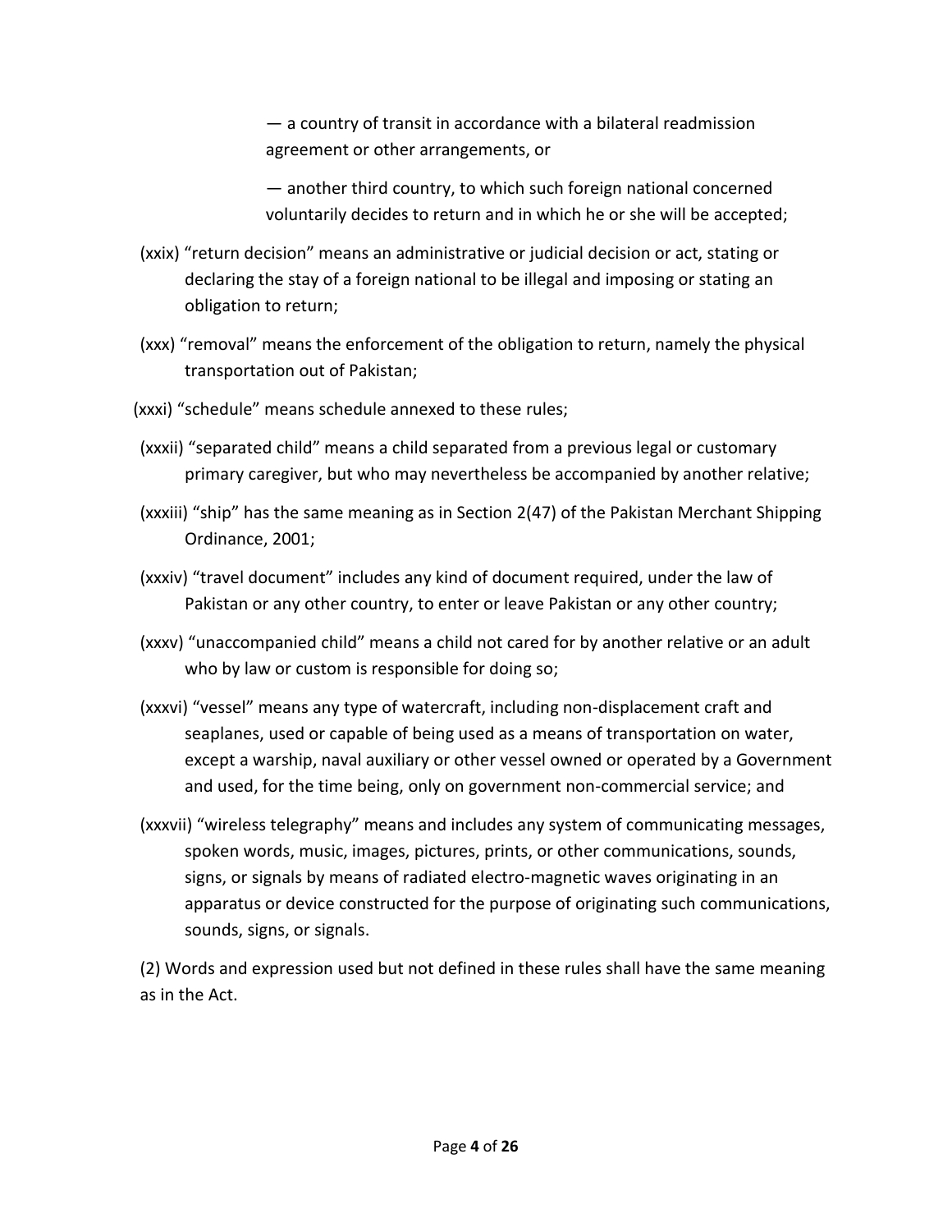— a country of transit in accordance with a bilateral readmission agreement or other arrangements, or

— another third country, to which such foreign national concerned voluntarily decides to return and in which he or she will be accepted;

(xxix) "return decision" means an administrative or judicial decision or act, stating or declaring the stay of a foreign national to be illegal and imposing or stating an obligation to return;

(xxx) "removal" means the enforcement of the obligation to return, namely the physical transportation out of Pakistan;

(xxxi) "schedule" means schedule annexed to these rules;

(xxxii) "separated child" means a child separated from a previous legal or customary primary caregiver, but who may nevertheless be accompanied by another relative;

(xxxiii) "ship" has the same meaning as in Section 2(47) of the Pakistan Merchant Shipping Ordinance, 2001;

(xxxiv) "travel document" includes any kind of document required, under the law of Pakistan or any other country, to enter or leave Pakistan or any other country;

(xxxv) "unaccompanied child" means a child not cared for by another relative or an adult who by law or custom is responsible for doing so;

(xxxvi) "vessel" means any type of watercraft, including non-displacement craft and seaplanes, used or capable of being used as a means of transportation on water, except a warship, naval auxiliary or other vessel owned or operated by a Government and used, for the time being, only on government non-commercial service; and

(xxxvii) "wireless telegraphy" means and includes any system of communicating messages, spoken words, music, images, pictures, prints, or other communications, sounds, signs, or signals by means of radiated electro-magnetic waves originating in an apparatus or device constructed for the purpose of originating such communications, sounds, signs, or signals.

(2) Words and expression used but not defined in these rules shall have the same meaning as in the Act.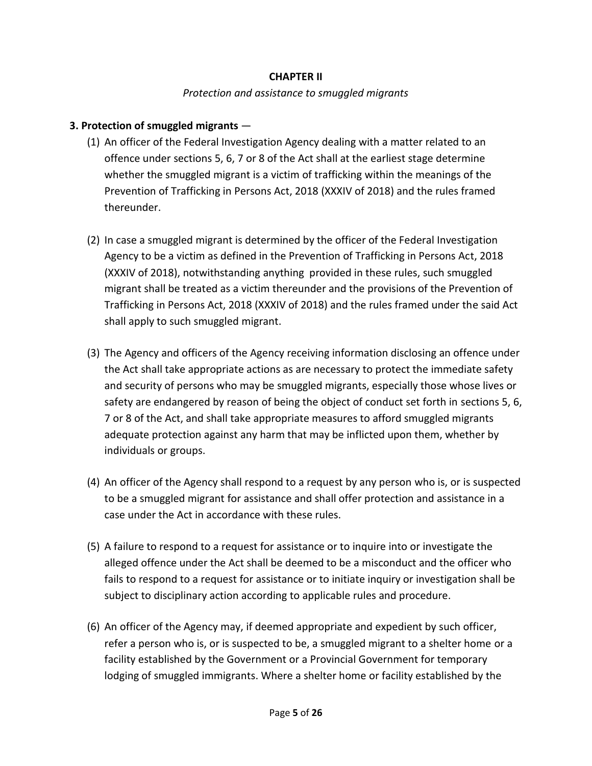## CHAPTER II

*Protection and assistance to smuggled migrants*

**3. Protection of smuggled migrants** —

(1) An officer of the Federal Investigation Agency dealing with a matter related to an offence under sections 5, 6, 7 or 8 of the Act shall at the earliest stage determine whether the smuggled migrant is a victim of trafficking within the meanings of the Prevention of Trafficking in Persons Act, 2018 (XXXIV of 2018) and the rules framed thereunder.

(2) In case a smuggled migrant is determined by the officer of the Federal Investigation Agency to be a victim as defined in the Prevention of Trafficking in Persons Act, 2018 (XXXIV of 2018), notwithstanding anything provided in these rules, such smuggled migrant shall be treated as a victim thereunder and the provisions of the Prevention of Trafficking in Persons Act, 2018 (XXXIV of 2018) and the rules framed under the said Act shall apply to such smuggled migrant.

(3) The Agency and officers of the Agency receiving information disclosing an offence under the Act shall take appropriate actions as are necessary to protect the immediate safety and security of persons who may be smuggled migrants, especially those whose lives or safety are endangered by reason of being the object of conduct set forth in sections 5, 6, 7 or 8 of the Act, and shall take appropriate measures to afford smuggled migrants adequate protection against any harm that may be inflicted upon them, whether by individuals or groups.

(4) An officer of the Agency shall respond to a request by any person who is, or is suspected to be a smuggled migrant for assistance and shall offer protection and assistance in a case under the Act in accordance with these rules.

(5) A failure to respond to a request for assistance or to inquire into or investigate the alleged offence under the Act shall be deemed to be a misconduct and the officer who fails to respond to a request for assistance or to initiate inquiry or investigation shall be subject to disciplinary action according to applicable rules and procedure.

(6) An officer of the Agency may, if deemed appropriate and expedient by such officer, refer a person who is, or is suspected to be, a smuggled migrant to a shelter home or a facility established by the Government or a Provincial Government for temporary lodging of smuggled immigrants. Where a shelter home or facility established by the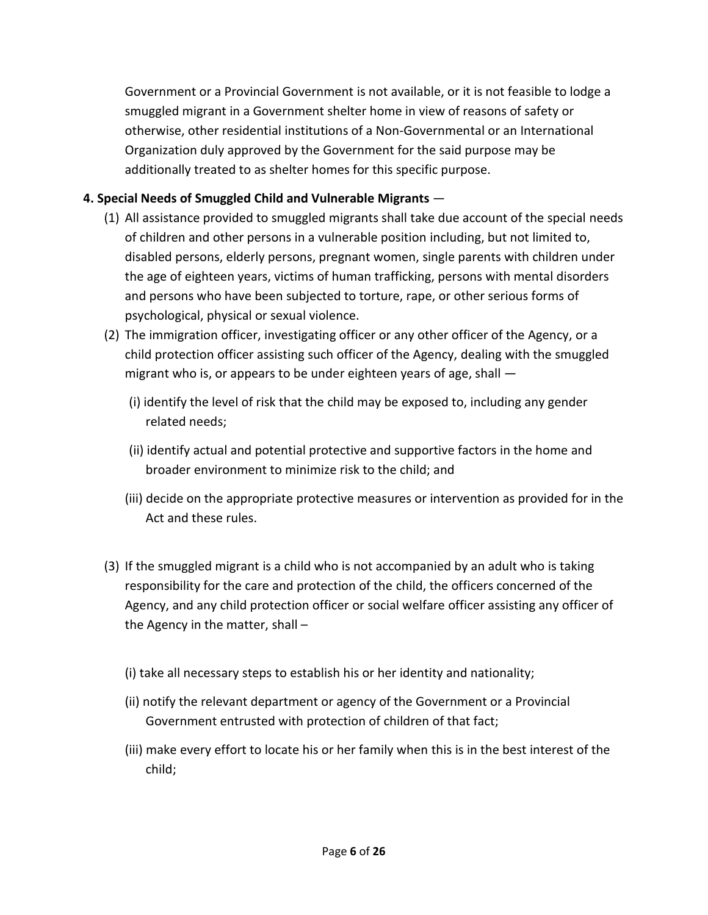Government or a Provincial Government is not available, or it is not feasible to lodge a smuggled migrant in a Government shelter home in view of reasons of safety or otherwise, other residential institutions of a Non-Governmental or an International Organization duly approved by the Government for the said purpose may be additionally treated to as shelter homes for this specific purpose.

**4. Special Needs of Smuggled Child and Vulnerable Migrants** —

(1) All assistance provided to smuggled migrants shall take due account of the special needs of children and other persons in a vulnerable position including, but not limited to, disabled persons, elderly persons, pregnant women, single parents with children under the age of eighteen years, victims of human trafficking, persons with mental disorders and persons who have been subjected to torture, rape, or other serious forms of psychological, physical or sexual violence.

(2) The immigration officer, investigating officer or any other officer of the Agency, or a child protection officer assisting such officer of the Agency, dealing with the smuggled migrant who is, or appears to be under eighteen years of age, shall —

(i) identify the level of risk that the child may be exposed to, including any gender related needs;

(ii) identify actual and potential protective and supportive factors in the home and broader environment to minimize risk to the child; and

(iii) decide on the appropriate protective measures or intervention as provided for in the Act and these rules.

(3) If the smuggled migrant is a child who is not accompanied by an adult who is taking responsibility for the care and protection of the child, the officers concerned of the Agency, and any child protection officer or social welfare officer assisting any officer of the Agency in the matter, shall –

(i) take all necessary steps to establish his or her identity and nationality;

(ii) notify the relevant department or agency of the Government or a Provincial Government entrusted with protection of children of that fact;

(iii) make every effort to locate his or her family when this is in the best interest of the child;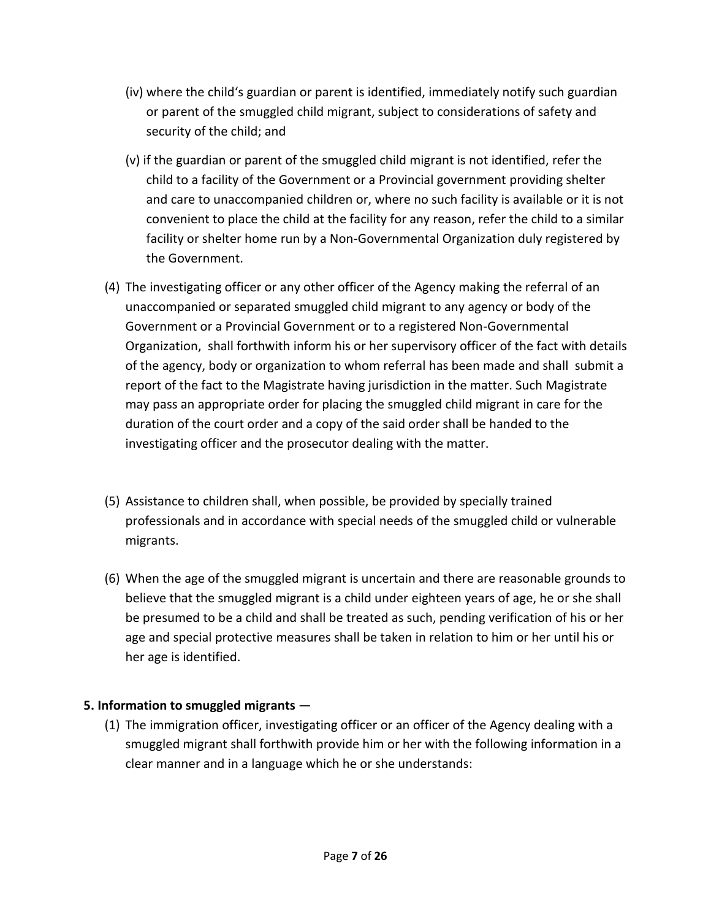(iv) where the child's guardian or parent is identified, immediately notify such guardian or parent of the smuggled child migrant, subject to considerations of safety and security of the child; and

(v) if the guardian or parent of the smuggled child migrant is not identified, refer the child to a facility of the Government or a Provincial government providing shelter and care to unaccompanied children or, where no such facility is available or it is not convenient to place the child at the facility for any reason, refer the child to a similar facility or shelter home run by a Non-Governmental Organization duly registered by the Government.

(4) The investigating officer or any other officer of the Agency making the referral of an unaccompanied or separated smuggled child migrant to any agency or body of the Government or a Provincial Government or to a registered Non-Governmental Organization, shall forthwith inform his or her supervisory officer of the fact with details of the agency, body or organization to whom referral has been made and shall submit a report of the fact to the Magistrate having jurisdiction in the matter. Such Magistrate may pass an appropriate order for placing the smuggled child migrant in care for the duration of the court order and a copy of the said order shall be handed to the investigating officer and the prosecutor dealing with the matter.

(5) Assistance to children shall, when possible, be provided by specially trained professionals and in accordance with special needs of the smuggled child or vulnerable migrants.

(6) When the age of the smuggled migrant is uncertain and there are reasonable grounds to believe that the smuggled migrant is a child under eighteen years of age, he or she shall be presumed to be a child and shall be treated as such, pending verification of his or her age and special protective measures shall be taken in relation to him or her until his or her age is identified.

**5. Information to smuggled migrants** —

(1) The immigration officer, investigating officer or an officer of the Agency dealing with a smuggled migrant shall forthwith provide him or her with the following information in a clear manner and in a language which he or she understands: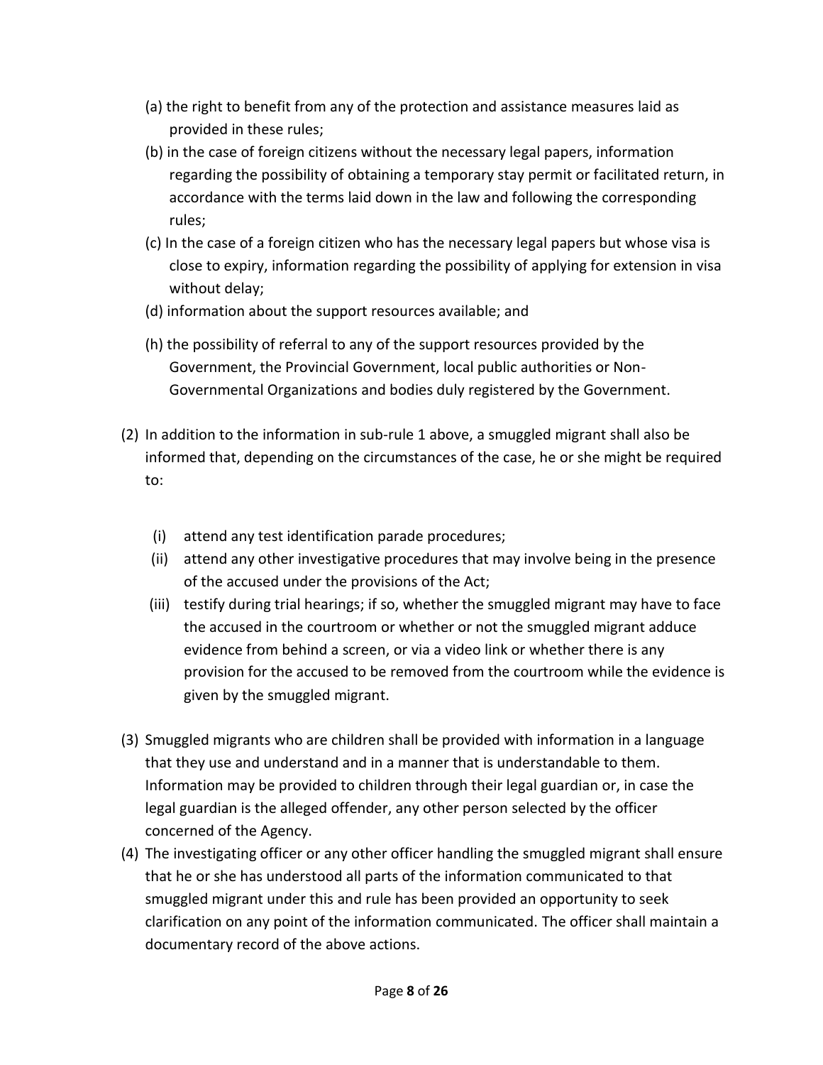(a) the right to benefit from any of the protection and assistance measures laid as provided in these rules;

(b) in the case of foreign citizens without the necessary legal papers, information regarding the possibility of obtaining a temporary stay permit or facilitated return, in accordance with the terms laid down in the law and following the corresponding rules;

(c) In the case of a foreign citizen who has the necessary legal papers but whose visa is close to expiry, information regarding the possibility of applying for extension in visa without delay;

(d) information about the support resources available; and

(h) the possibility of referral to any of the support resources provided by the Government, the Provincial Government, local public authorities or Non-Governmental Organizations and bodies duly registered by the Government.

(2) In addition to the information in sub-rule 1 above, a smuggled migrant shall also be informed that, depending on the circumstances of the case, he or she might be required to:

(i) attend any test identification parade procedures;

(ii) attend any other investigative procedures that may involve being in the presence of the accused under the provisions of the Act;

(iii) testify during trial hearings; if so, whether the smuggled migrant may have to face the accused in the courtroom or whether or not the smuggled migrant adduce evidence from behind a screen, or via a video link or whether there is any provision for the accused to be removed from the courtroom while the evidence is given by the smuggled migrant.

(3) Smuggled migrants who are children shall be provided with information in a language that they use and understand and in a manner that is understandable to them. Information may be provided to children through their legal guardian or, in case the legal guardian is the alleged offender, any other person selected by the officer concerned of the Agency.

(4) The investigating officer or any other officer handling the smuggled migrant shall ensure that he or she has understood all parts of the information communicated to that smuggled migrant under this and rule has been provided an opportunity to seek clarification on any point of the information communicated. The officer shall maintain a documentary record of the above actions.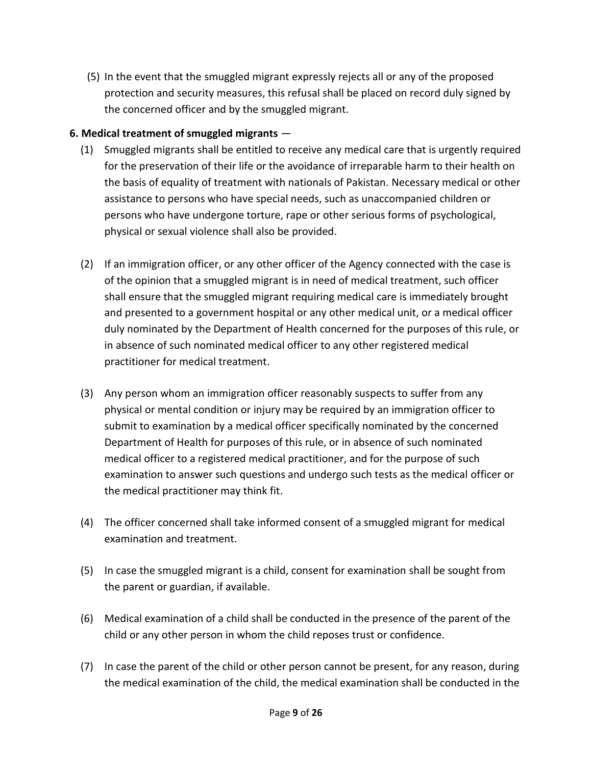(5) In the event that the smuggled migrant expressly rejects all or any of the proposed protection and security measures, this refusal shall be placed on record duly signed by the concerned officer and by the smuggled migrant.

**6. Medical treatment of smuggled migrants** —

(1) Smuggled migrants shall be entitled to receive any medical care that is urgently required for the preservation of their life or the avoidance of irreparable harm to their health on the basis of equality of treatment with nationals of Pakistan. Necessary medical or other assistance to persons who have special needs, such as unaccompanied children or persons who have undergone torture, rape or other serious forms of psychological, physical or sexual violence shall also be provided.

(2) If an immigration officer, or any other officer of the Agency connected with the case is of the opinion that a smuggled migrant is in need of medical treatment, such officer shall ensure that the smuggled migrant requiring medical care is immediately brought and presented to a government hospital or any other medical unit, or a medical officer duly nominated by the Department of Health concerned for the purposes of this rule, or in absence of such nominated medical officer to any other registered medical practitioner for medical treatment.

(3) Any person whom an immigration officer reasonably suspects to suffer from any physical or mental condition or injury may be required by an immigration officer to submit to examination by a medical officer specifically nominated by the concerned Department of Health for purposes of this rule, or in absence of such nominated medical officer to a registered medical practitioner, and for the purpose of such examination to answer such questions and undergo such tests as the medical officer or the medical practitioner may think fit.

(4) The officer concerned shall take informed consent of a smuggled migrant for medical examination and treatment.

(5) In case the smuggled migrant is a child, consent for examination shall be sought from the parent or guardian, if available.

(6) Medical examination of a child shall be conducted in the presence of the parent of the child or any other person in whom the child reposes trust or confidence.

(7) In case the parent of the child or other person cannot be present, for any reason, during the medical examination of the child, the medical examination shall be conducted in the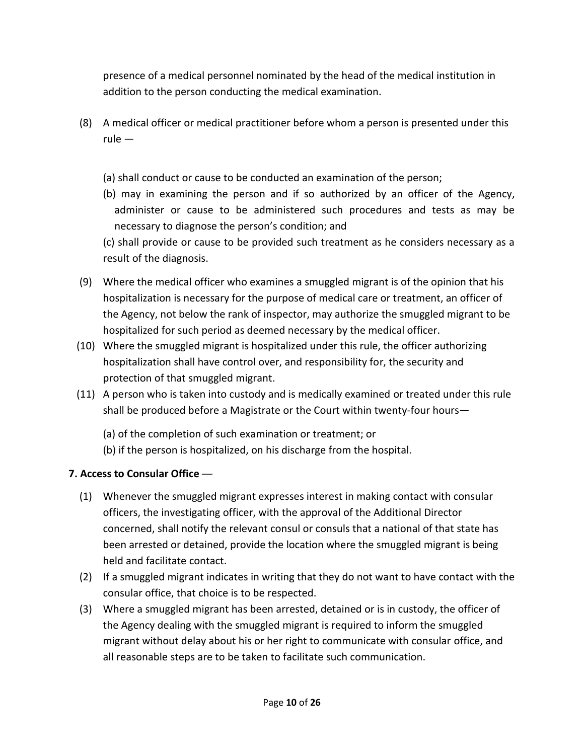presence of a medical personnel nominated by the head of the medical institution in addition to the person conducting the medical examination.

(8) A medical officer or medical practitioner before whom a person is presented under this rule —

(a) shall conduct or cause to be conducted an examination of the person;

(b) may in examining the person and if so authorized by an officer of the Agency, administer or cause to be administered such procedures and tests as may be necessary to diagnose the person's condition; and

(c) shall provide or cause to be provided such treatment as he considers necessary as a result of the diagnosis.

(9) Where the medical officer who examines a smuggled migrant is of the opinion that his hospitalization is necessary for the purpose of medical care or treatment, an officer of the Agency, not below the rank of inspector, may authorize the smuggled migrant to be hospitalized for such period as deemed necessary by the medical officer.

(10) Where the smuggled migrant is hospitalized under this rule, the officer authorizing hospitalization shall have control over, and responsibility for, the security and protection of that smuggled migrant.

(11) A person who is taken into custody and is medically examined or treated under this rule shall be produced before a Magistrate or the Court within twenty-four hours—

(a) of the completion of such examination or treatment; or

(b) if the person is hospitalized, on his discharge from the hospital.

**7. Access to Consular Office** —

(1) Whenever the smuggled migrant expresses interest in making contact with consular officers, the investigating officer, with the approval of the Additional Director concerned, shall notify the relevant consul or consuls that a national of that state has been arrested or detained, provide the location where the smuggled migrant is being held and facilitate contact.

(2) If a smuggled migrant indicates in writing that they do not want to have contact with the consular office, that choice is to be respected.

(3) Where a smuggled migrant has been arrested, detained or is in custody, the officer of the Agency dealing with the smuggled migrant is required to inform the smuggled migrant without delay about his or her right to communicate with consular office, and all reasonable steps are to be taken to facilitate such communication.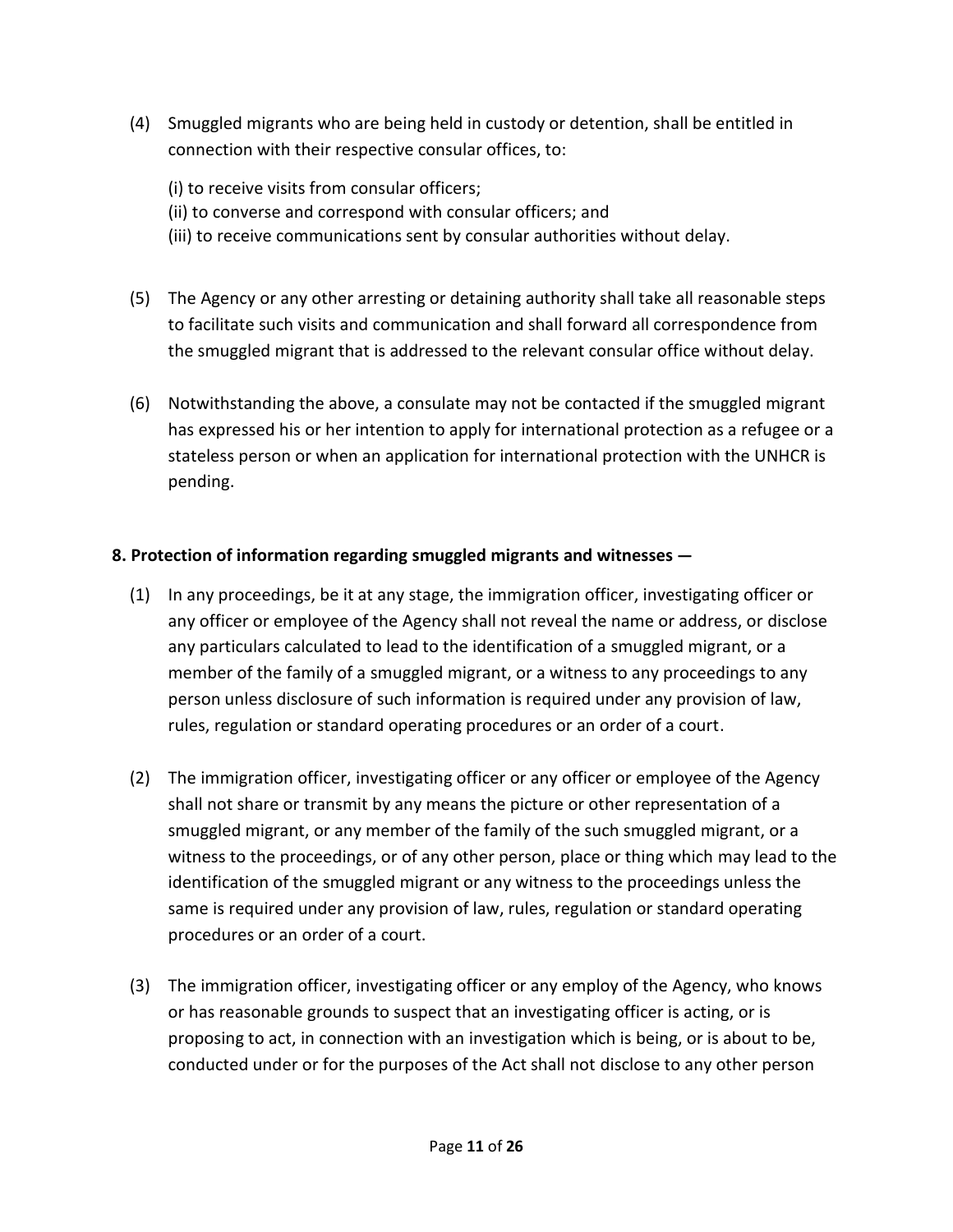(4) Smuggled migrants who are being held in custody or detention, shall be entitled in connection with their respective consular offices, to:

(i) to receive visits from consular officers;
(ii) to converse and correspond with consular officers; and
(iii) to receive communications sent by consular authorities without delay.

(5) The Agency or any other arresting or detaining authority shall take all reasonable steps to facilitate such visits and communication and shall forward all correspondence from the smuggled migrant that is addressed to the relevant consular office without delay.

(6) Notwithstanding the above, a consulate may not be contacted if the smuggled migrant has expressed his or her intention to apply for international protection as a refugee or a stateless person or when an application for international protection with the UNHCR is pending.

**8. Protection of information regarding smuggled migrants and witnesses —**

(1) In any proceedings, be it at any stage, the immigration officer, investigating officer or any officer or employee of the Agency shall not reveal the name or address, or disclose any particulars calculated to lead to the identification of a smuggled migrant, or a member of the family of a smuggled migrant, or a witness to any proceedings to any person unless disclosure of such information is required under any provision of law, rules, regulation or standard operating procedures or an order of a court.

(2) The immigration officer, investigating officer or any officer or employee of the Agency shall not share or transmit by any means the picture or other representation of a smuggled migrant, or any member of the family of the such smuggled migrant, or a witness to the proceedings, or of any other person, place or thing which may lead to the identification of the smuggled migrant or any witness to the proceedings unless the same is required under any provision of law, rules, regulation or standard operating procedures or an order of a court.

(3) The immigration officer, investigating officer or any employ of the Agency, who knows or has reasonable grounds to suspect that an investigating officer is acting, or is proposing to act, in connection with an investigation which is being, or is about to be, conducted under or for the purposes of the Act shall not disclose to any other person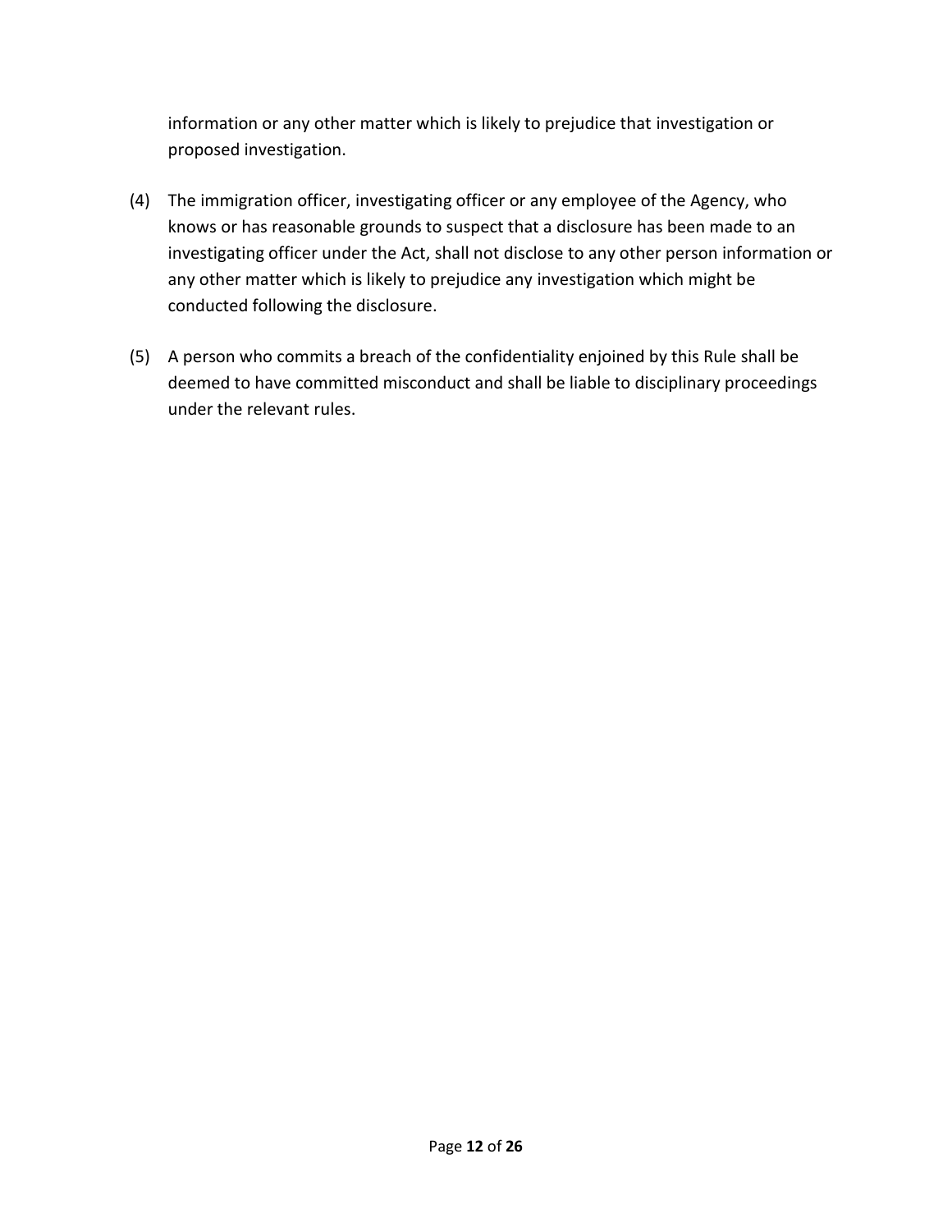information or any other matter which is likely to prejudice that investigation or proposed investigation.

(4) The immigration officer, investigating officer or any employee of the Agency, who knows or has reasonable grounds to suspect that a disclosure has been made to an investigating officer under the Act, shall not disclose to any other person information or any other matter which is likely to prejudice any investigation which might be conducted following the disclosure.

(5) A person who commits a breach of the confidentiality enjoined by this Rule shall be deemed to have committed misconduct and shall be liable to disciplinary proceedings under the relevant rules.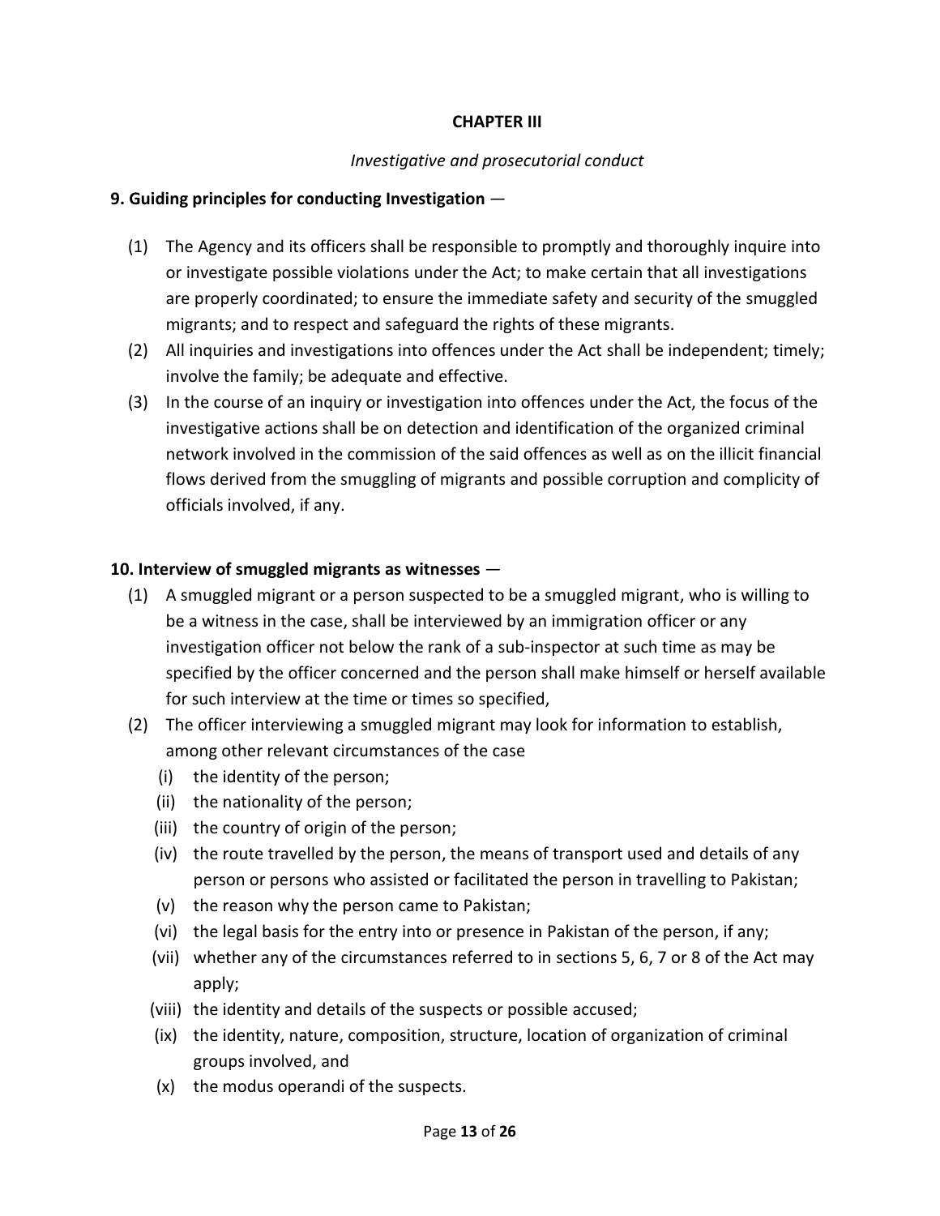## CHAPTER III

*Investigative and prosecutorial conduct*

**9. Guiding principles for conducting Investigation** —

(1) The Agency and its officers shall be responsible to promptly and thoroughly inquire into or investigate possible violations under the Act; to make certain that all investigations are properly coordinated; to ensure the immediate safety and security of the smuggled migrants; and to respect and safeguard the rights of these migrants.

(2) All inquiries and investigations into offences under the Act shall be independent; timely; involve the family; be adequate and effective.

(3) In the course of an inquiry or investigation into offences under the Act, the focus of the investigative actions shall be on detection and identification of the organized criminal network involved in the commission of the said offences as well as on the illicit financial flows derived from the smuggling of migrants and possible corruption and complicity of officials involved, if any.

**10. Interview of smuggled migrants as witnesses** —

(1) A smuggled migrant or a person suspected to be a smuggled migrant, who is willing to be a witness in the case, shall be interviewed by an immigration officer or any investigation officer not below the rank of a sub-inspector at such time as may be specified by the officer concerned and the person shall make himself or herself available for such interview at the time or times so specified,

(2) The officer interviewing a smuggled migrant may look for information to establish, among other relevant circumstances of the case

(i) the identity of the person;

(ii) the nationality of the person;

(iii) the country of origin of the person;

(iv) the route travelled by the person, the means of transport used and details of any person or persons who assisted or facilitated the person in travelling to Pakistan;

(v) the reason why the person came to Pakistan;

(vi) the legal basis for the entry into or presence in Pakistan of the person, if any;

(vii) whether any of the circumstances referred to in sections 5, 6, 7 or 8 of the Act may apply;

(viii) the identity and details of the suspects or possible accused;

(ix) the identity, nature, composition, structure, location of organization of criminal groups involved, and

(x) the modus operandi of the suspects.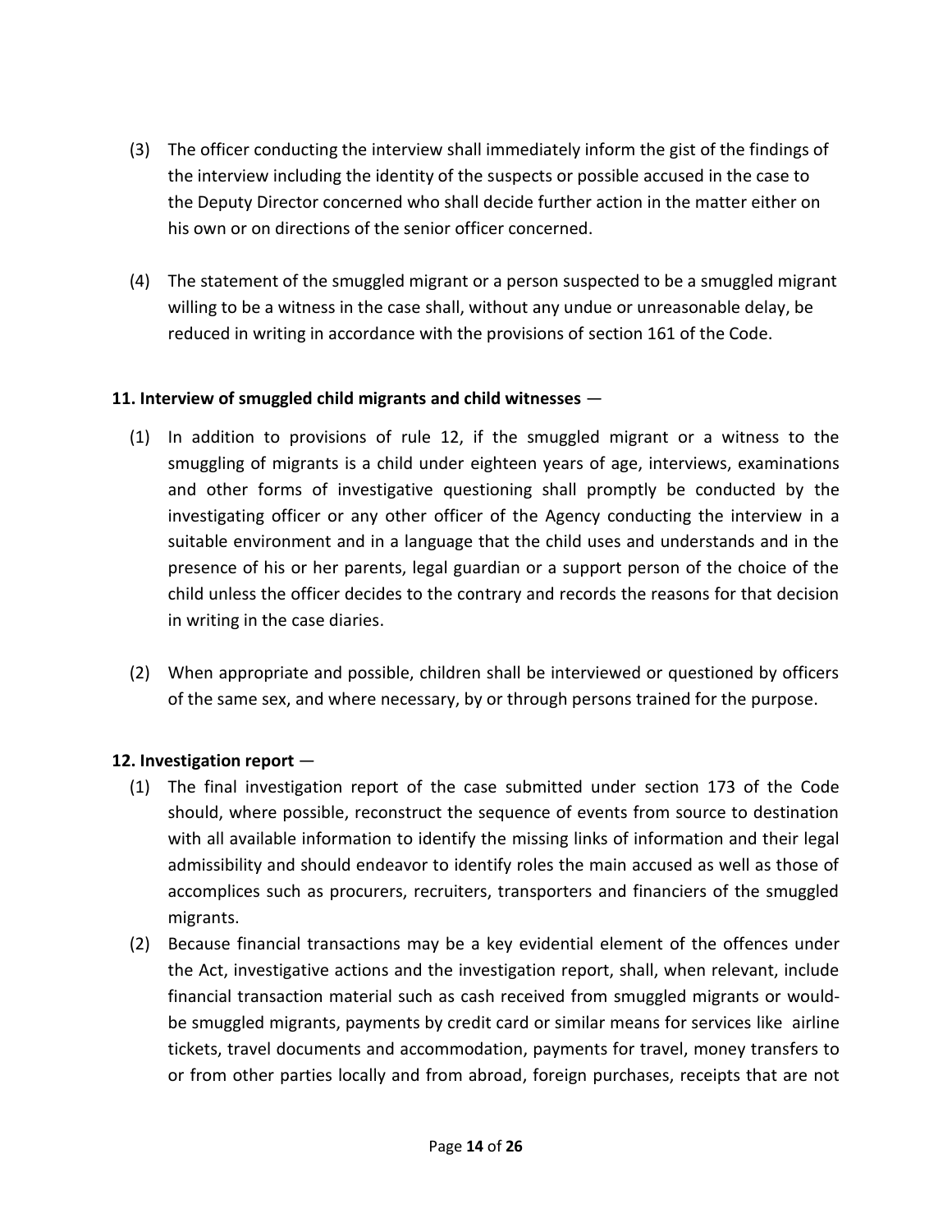(3) The officer conducting the interview shall immediately inform the gist of the findings of the interview including the identity of the suspects or possible accused in the case to the Deputy Director concerned who shall decide further action in the matter either on his own or on directions of the senior officer concerned.

(4) The statement of the smuggled migrant or a person suspected to be a smuggled migrant willing to be a witness in the case shall, without any undue or unreasonable delay, be reduced in writing in accordance with the provisions of section 161 of the Code.

**11. Interview of smuggled child migrants and child witnesses** —

(1) In addition to provisions of rule 12, if the smuggled migrant or a witness to the smuggling of migrants is a child under eighteen years of age, interviews, examinations and other forms of investigative questioning shall promptly be conducted by the investigating officer or any other officer of the Agency conducting the interview in a suitable environment and in a language that the child uses and understands and in the presence of his or her parents, legal guardian or a support person of the choice of the child unless the officer decides to the contrary and records the reasons for that decision in writing in the case diaries.

(2) When appropriate and possible, children shall be interviewed or questioned by officers of the same sex, and where necessary, by or through persons trained for the purpose.

**12. Investigation report** —

(1) The final investigation report of the case submitted under section 173 of the Code should, where possible, reconstruct the sequence of events from source to destination with all available information to identify the missing links of information and their legal admissibility and should endeavor to identify roles the main accused as well as those of accomplices such as procurers, recruiters, transporters and financiers of the smuggled migrants.

(2) Because financial transactions may be a key evidential element of the offences under the Act, investigative actions and the investigation report, shall, when relevant, include financial transaction material such as cash received from smuggled migrants or would-be smuggled migrants, payments by credit card or similar means for services like airline tickets, travel documents and accommodation, payments for travel, money transfers to or from other parties locally and from abroad, foreign purchases, receipts that are not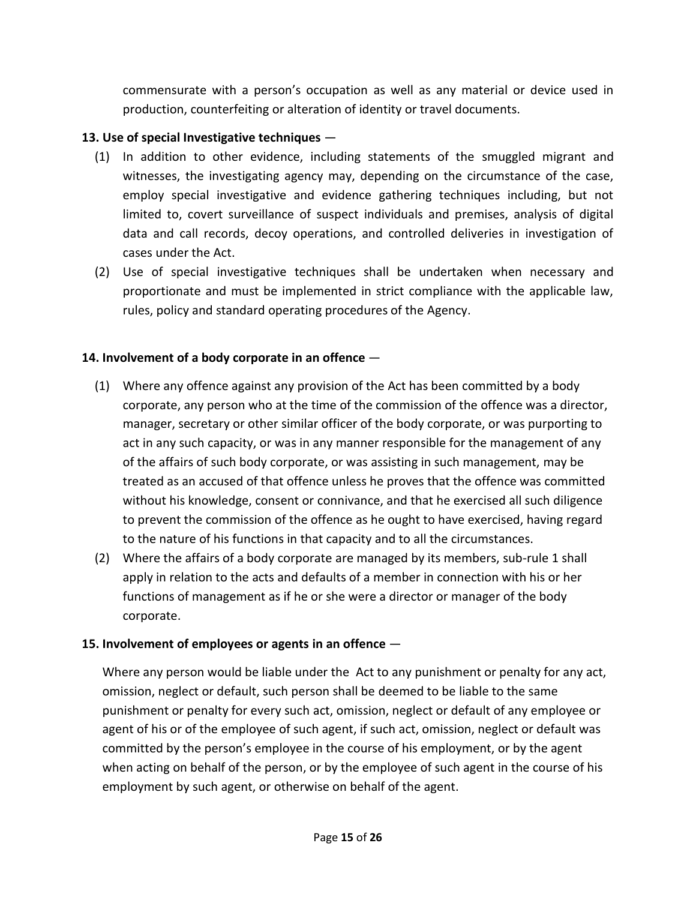commensurate with a person's occupation as well as any material or device used in production, counterfeiting or alteration of identity or travel documents.

**13. Use of special Investigative techniques** —

(1) In addition to other evidence, including statements of the smuggled migrant and witnesses, the investigating agency may, depending on the circumstance of the case, employ special investigative and evidence gathering techniques including, but not limited to, covert surveillance of suspect individuals and premises, analysis of digital data and call records, decoy operations, and controlled deliveries in investigation of cases under the Act.

(2) Use of special investigative techniques shall be undertaken when necessary and proportionate and must be implemented in strict compliance with the applicable law, rules, policy and standard operating procedures of the Agency.

**14. Involvement of a body corporate in an offence** —

(1) Where any offence against any provision of the Act has been committed by a body corporate, any person who at the time of the commission of the offence was a director, manager, secretary or other similar officer of the body corporate, or was purporting to act in any such capacity, or was in any manner responsible for the management of any of the affairs of such body corporate, or was assisting in such management, may be treated as an accused of that offence unless he proves that the offence was committed without his knowledge, consent or connivance, and that he exercised all such diligence to prevent the commission of the offence as he ought to have exercised, having regard to the nature of his functions in that capacity and to all the circumstances.

(2) Where the affairs of a body corporate are managed by its members, sub-rule 1 shall apply in relation to the acts and defaults of a member in connection with his or her functions of management as if he or she were a director or manager of the body corporate.

**15. Involvement of employees or agents in an offence** —

Where any person would be liable under the Act to any punishment or penalty for any act, omission, neglect or default, such person shall be deemed to be liable to the same punishment or penalty for every such act, omission, neglect or default of any employee or agent of his or of the employee of such agent, if such act, omission, neglect or default was committed by the person's employee in the course of his employment, or by the agent when acting on behalf of the person, or by the employee of such agent in the course of his employment by such agent, or otherwise on behalf of the agent.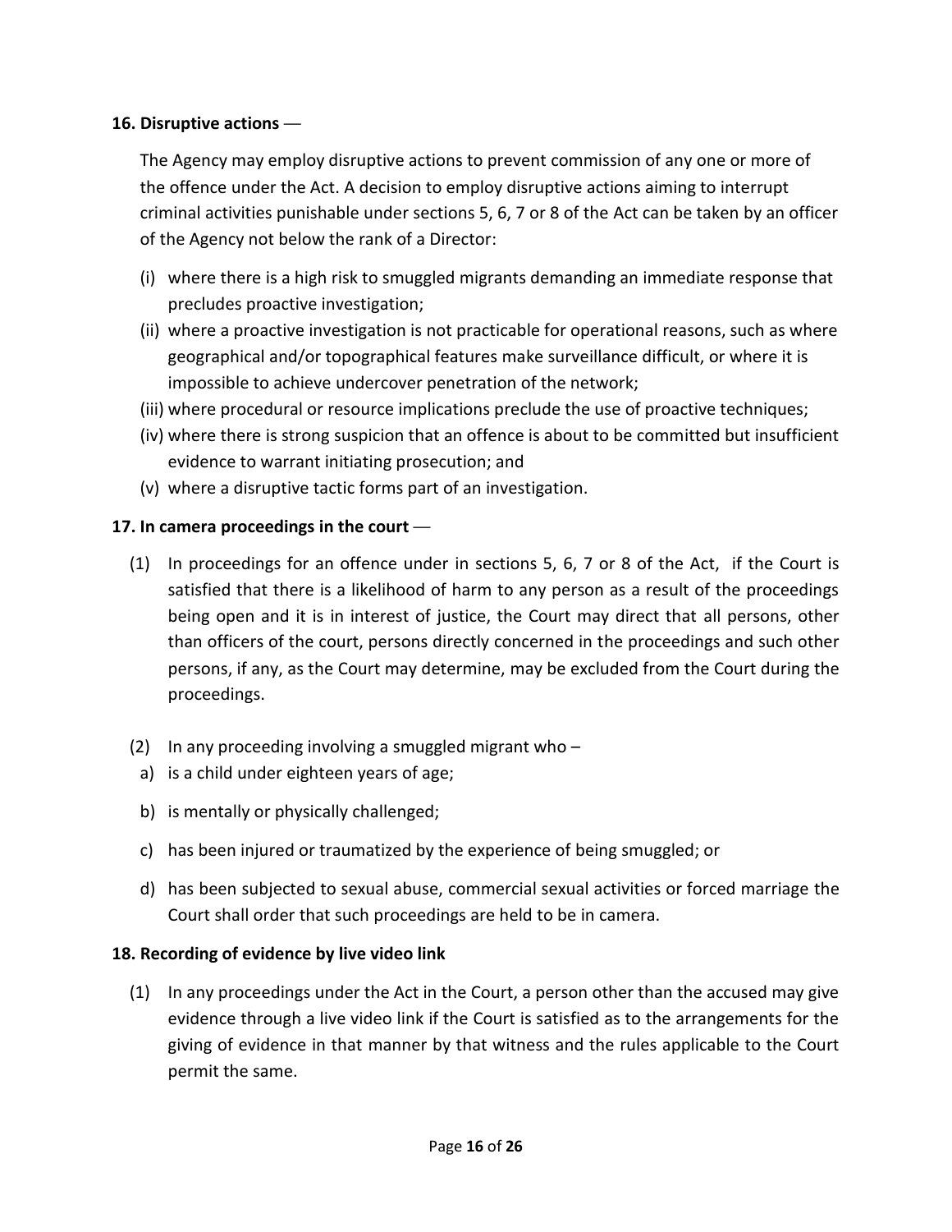**16. Disruptive actions** —

The Agency may employ disruptive actions to prevent commission of any one or more of the offence under the Act. A decision to employ disruptive actions aiming to interrupt criminal activities punishable under sections 5, 6, 7 or 8 of the Act can be taken by an officer of the Agency not below the rank of a Director:

(i) where there is a high risk to smuggled migrants demanding an immediate response that precludes proactive investigation;

(ii) where a proactive investigation is not practicable for operational reasons, such as where geographical and/or topographical features make surveillance difficult, or where it is impossible to achieve undercover penetration of the network;

(iii) where procedural or resource implications preclude the use of proactive techniques;

(iv) where there is strong suspicion that an offence is about to be committed but insufficient evidence to warrant initiating prosecution; and

(v) where a disruptive tactic forms part of an investigation.

**17. In camera proceedings in the court** —

(1) In proceedings for an offence under in sections 5, 6, 7 or 8 of the Act, if the Court is satisfied that there is a likelihood of harm to any person as a result of the proceedings being open and it is in interest of justice, the Court may direct that all persons, other than officers of the court, persons directly concerned in the proceedings and such other persons, if any, as the Court may determine, may be excluded from the Court during the proceedings.

(2) In any proceeding involving a smuggled migrant who –

a) is a child under eighteen years of age;

b) is mentally or physically challenged;

c) has been injured or traumatized by the experience of being smuggled; or

d) has been subjected to sexual abuse, commercial sexual activities or forced marriage the Court shall order that such proceedings are held to be in camera.

**18. Recording of evidence by live video link**

(1) In any proceedings under the Act in the Court, a person other than the accused may give evidence through a live video link if the Court is satisfied as to the arrangements for the giving of evidence in that manner by that witness and the rules applicable to the Court permit the same.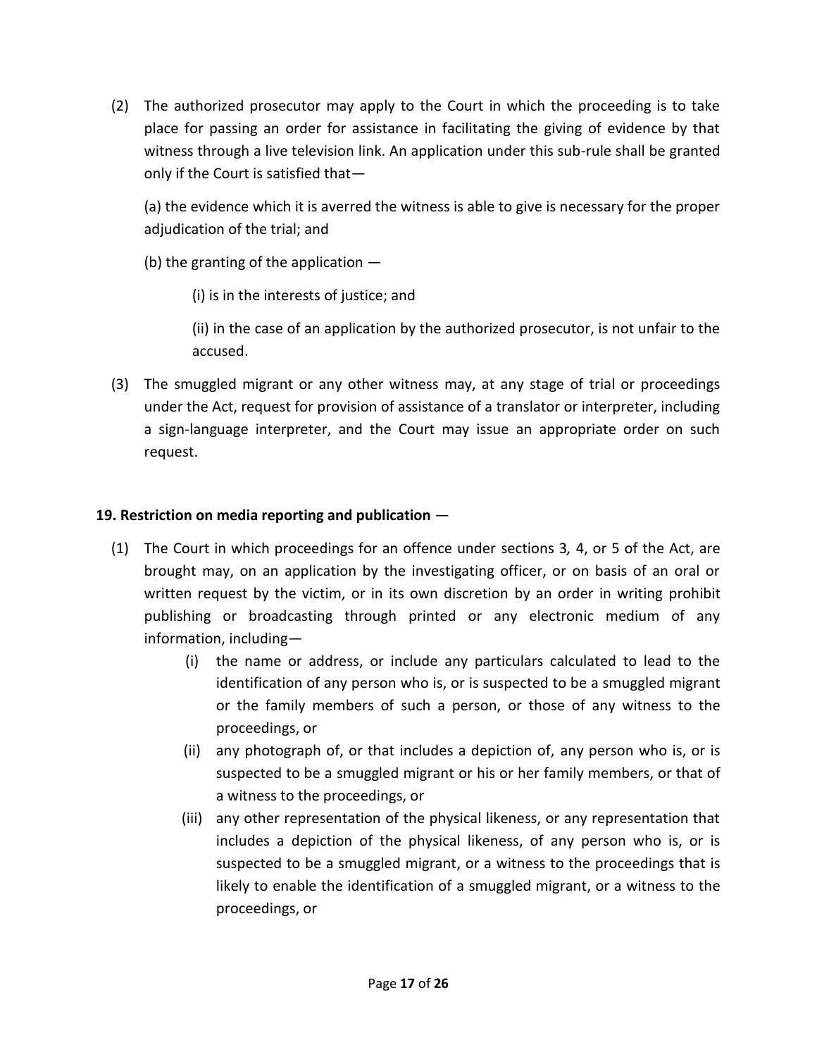(2) The authorized prosecutor may apply to the Court in which the proceeding is to take place for passing an order for assistance in facilitating the giving of evidence by that witness through a live television link. An application under this sub-rule shall be granted only if the Court is satisfied that—

(a) the evidence which it is averred the witness is able to give is necessary for the proper adjudication of the trial; and

(b) the granting of the application —

(i) is in the interests of justice; and

(ii) in the case of an application by the authorized prosecutor, is not unfair to the accused.

(3) The smuggled migrant or any other witness may, at any stage of trial or proceedings under the Act, request for provision of assistance of a translator or interpreter, including a sign-language interpreter, and the Court may issue an appropriate order on such request.

**19. Restriction on media reporting and publication** —

(1) The Court in which proceedings for an offence under sections 3, 4, or 5 of the Act, are brought may, on an application by the investigating officer, or on basis of an oral or written request by the victim, or in its own discretion by an order in writing prohibit publishing or broadcasting through printed or any electronic medium of any information, including—

   (i) the name or address, or include any particulars calculated to lead to the identification of any person who is, or is suspected to be a smuggled migrant or the family members of such a person, or those of any witness to the proceedings, or

   (ii) any photograph of, or that includes a depiction of, any person who is, or is suspected to be a smuggled migrant or his or her family members, or that of a witness to the proceedings, or

   (iii) any other representation of the physical likeness, or any representation that includes a depiction of the physical likeness, of any person who is, or is suspected to be a smuggled migrant, or a witness to the proceedings that is likely to enable the identification of a smuggled migrant, or a witness to the proceedings, or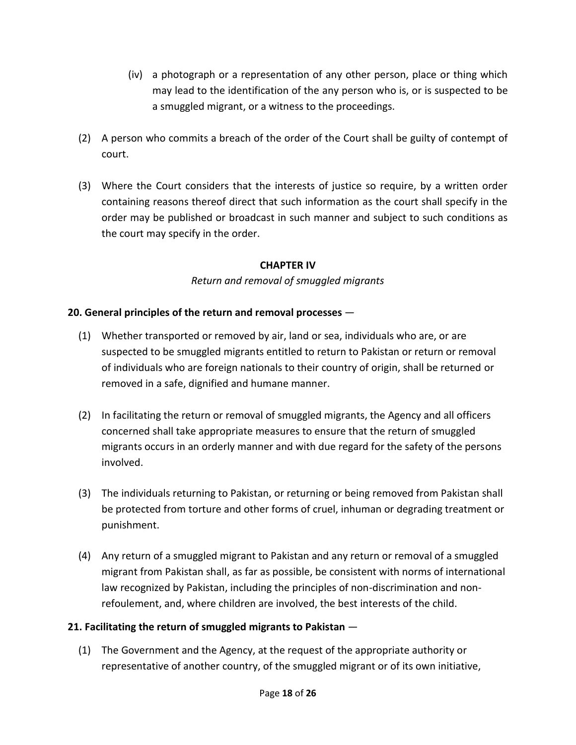(iv) a photograph or a representation of any other person, place or thing which may lead to the identification of the any person who is, or is suspected to be a smuggled migrant, or a witness to the proceedings.

(2) A person who commits a breach of the order of the Court shall be guilty of contempt of court.

(3) Where the Court considers that the interests of justice so require, by a written order containing reasons thereof direct that such information as the court shall specify in the order may be published or broadcast in such manner and subject to such conditions as the court may specify in the order.

## CHAPTER IV

*Return and removal of smuggled migrants*

**20. General principles of the return and removal processes** —

(1) Whether transported or removed by air, land or sea, individuals who are, or are suspected to be smuggled migrants entitled to return to Pakistan or return or removal of individuals who are foreign nationals to their country of origin, shall be returned or removed in a safe, dignified and humane manner.

(2) In facilitating the return or removal of smuggled migrants, the Agency and all officers concerned shall take appropriate measures to ensure that the return of smuggled migrants occurs in an orderly manner and with due regard for the safety of the persons involved.

(3) The individuals returning to Pakistan, or returning or being removed from Pakistan shall be protected from torture and other forms of cruel, inhuman or degrading treatment or punishment.

(4) Any return of a smuggled migrant to Pakistan and any return or removal of a smuggled migrant from Pakistan shall, as far as possible, be consistent with norms of international law recognized by Pakistan, including the principles of non-discrimination and non-refoulement, and, where children are involved, the best interests of the child.

**21. Facilitating the return of smuggled migrants to Pakistan** —

(1) The Government and the Agency, at the request of the appropriate authority or representative of another country, of the smuggled migrant or of its own initiative,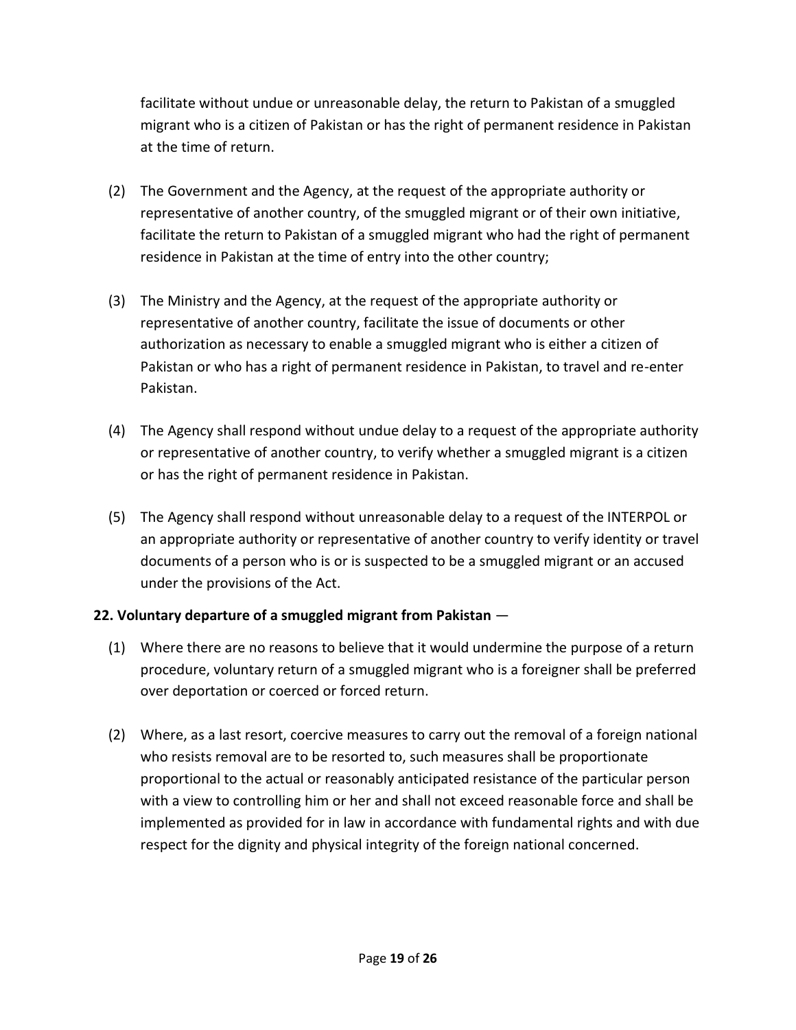facilitate without undue or unreasonable delay, the return to Pakistan of a smuggled migrant who is a citizen of Pakistan or has the right of permanent residence in Pakistan at the time of return.

(2) The Government and the Agency, at the request of the appropriate authority or representative of another country, of the smuggled migrant or of their own initiative, facilitate the return to Pakistan of a smuggled migrant who had the right of permanent residence in Pakistan at the time of entry into the other country;

(3) The Ministry and the Agency, at the request of the appropriate authority or representative of another country, facilitate the issue of documents or other authorization as necessary to enable a smuggled migrant who is either a citizen of Pakistan or who has a right of permanent residence in Pakistan, to travel and re-enter Pakistan.

(4) The Agency shall respond without undue delay to a request of the appropriate authority or representative of another country, to verify whether a smuggled migrant is a citizen or has the right of permanent residence in Pakistan.

(5) The Agency shall respond without unreasonable delay to a request of the INTERPOL or an appropriate authority or representative of another country to verify identity or travel documents of a person who is or is suspected to be a smuggled migrant or an accused under the provisions of the Act.

**22. Voluntary departure of a smuggled migrant from Pakistan** —

(1) Where there are no reasons to believe that it would undermine the purpose of a return procedure, voluntary return of a smuggled migrant who is a foreigner shall be preferred over deportation or coerced or forced return.

(2) Where, as a last resort, coercive measures to carry out the removal of a foreign national who resists removal are to be resorted to, such measures shall be proportionate proportional to the actual or reasonably anticipated resistance of the particular person with a view to controlling him or her and shall not exceed reasonable force and shall be implemented as provided for in law in accordance with fundamental rights and with due respect for the dignity and physical integrity of the foreign national concerned.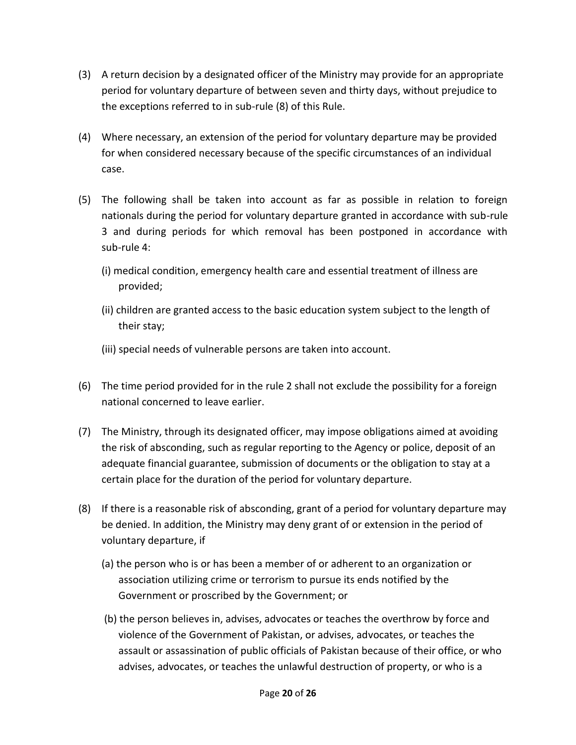(3) A return decision by a designated officer of the Ministry may provide for an appropriate period for voluntary departure of between seven and thirty days, without prejudice to the exceptions referred to in sub-rule (8) of this Rule.

(4) Where necessary, an extension of the period for voluntary departure may be provided for when considered necessary because of the specific circumstances of an individual case.

(5) The following shall be taken into account as far as possible in relation to foreign nationals during the period for voluntary departure granted in accordance with sub-rule 3 and during periods for which removal has been postponed in accordance with sub-rule 4:

   (i) medical condition, emergency health care and essential treatment of illness are provided;

   (ii) children are granted access to the basic education system subject to the length of their stay;

   (iii) special needs of vulnerable persons are taken into account.

(6) The time period provided for in the rule 2 shall not exclude the possibility for a foreign national concerned to leave earlier.

(7) The Ministry, through its designated officer, may impose obligations aimed at avoiding the risk of absconding, such as regular reporting to the Agency or police, deposit of an adequate financial guarantee, submission of documents or the obligation to stay at a certain place for the duration of the period for voluntary departure.

(8) If there is a reasonable risk of absconding, grant of a period for voluntary departure may be denied. In addition, the Ministry may deny grant of or extension in the period of voluntary departure, if

   (a) the person who is or has been a member of or adherent to an organization or association utilizing crime or terrorism to pursue its ends notified by the Government or proscribed by the Government; or

   (b) the person believes in, advises, advocates or teaches the overthrow by force and violence of the Government of Pakistan, or advises, advocates, or teaches the assault or assassination of public officials of Pakistan because of their office, or who advises, advocates, or teaches the unlawful destruction of property, or who is a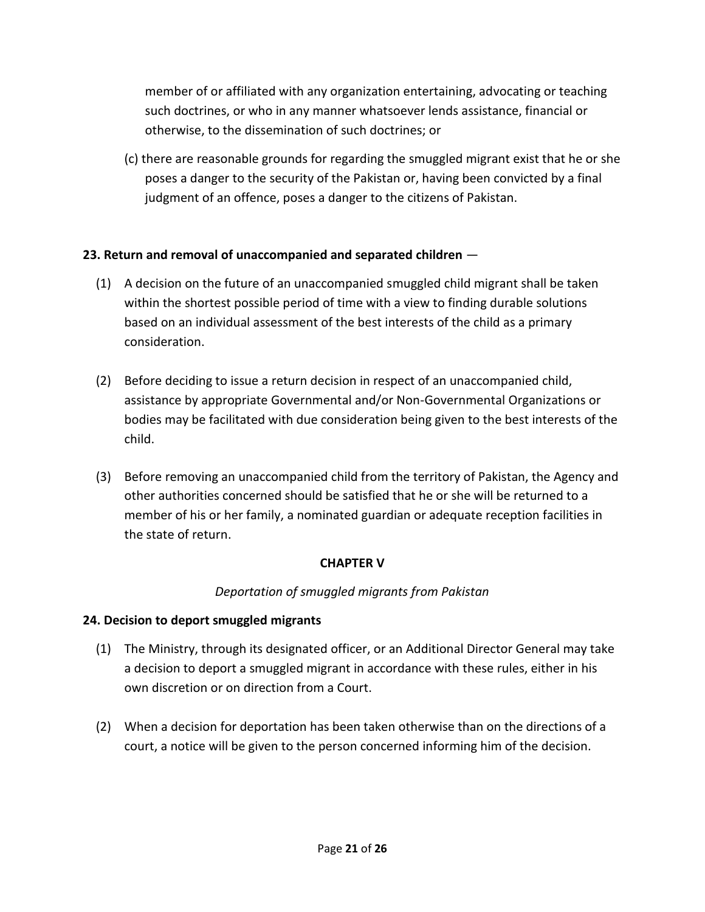member of or affiliated with any organization entertaining, advocating or teaching such doctrines, or who in any manner whatsoever lends assistance, financial or otherwise, to the dissemination of such doctrines; or

(c) there are reasonable grounds for regarding the smuggled migrant exist that he or she poses a danger to the security of the Pakistan or, having been convicted by a final judgment of an offence, poses a danger to the citizens of Pakistan.

**23. Return and removal of unaccompanied and separated children** —

(1) A decision on the future of an unaccompanied smuggled child migrant shall be taken within the shortest possible period of time with a view to finding durable solutions based on an individual assessment of the best interests of the child as a primary consideration.

(2) Before deciding to issue a return decision in respect of an unaccompanied child, assistance by appropriate Governmental and/or Non-Governmental Organizations or bodies may be facilitated with due consideration being given to the best interests of the child.

(3) Before removing an unaccompanied child from the territory of Pakistan, the Agency and other authorities concerned should be satisfied that he or she will be returned to a member of his or her family, a nominated guardian or adequate reception facilities in the state of return.

## CHAPTER V

*Deportation of smuggled migrants from Pakistan*

**24. Decision to deport smuggled migrants**

(1) The Ministry, through its designated officer, or an Additional Director General may take a decision to deport a smuggled migrant in accordance with these rules, either in his own discretion or on direction from a Court.

(2) When a decision for deportation has been taken otherwise than on the directions of a court, a notice will be given to the person concerned informing him of the decision.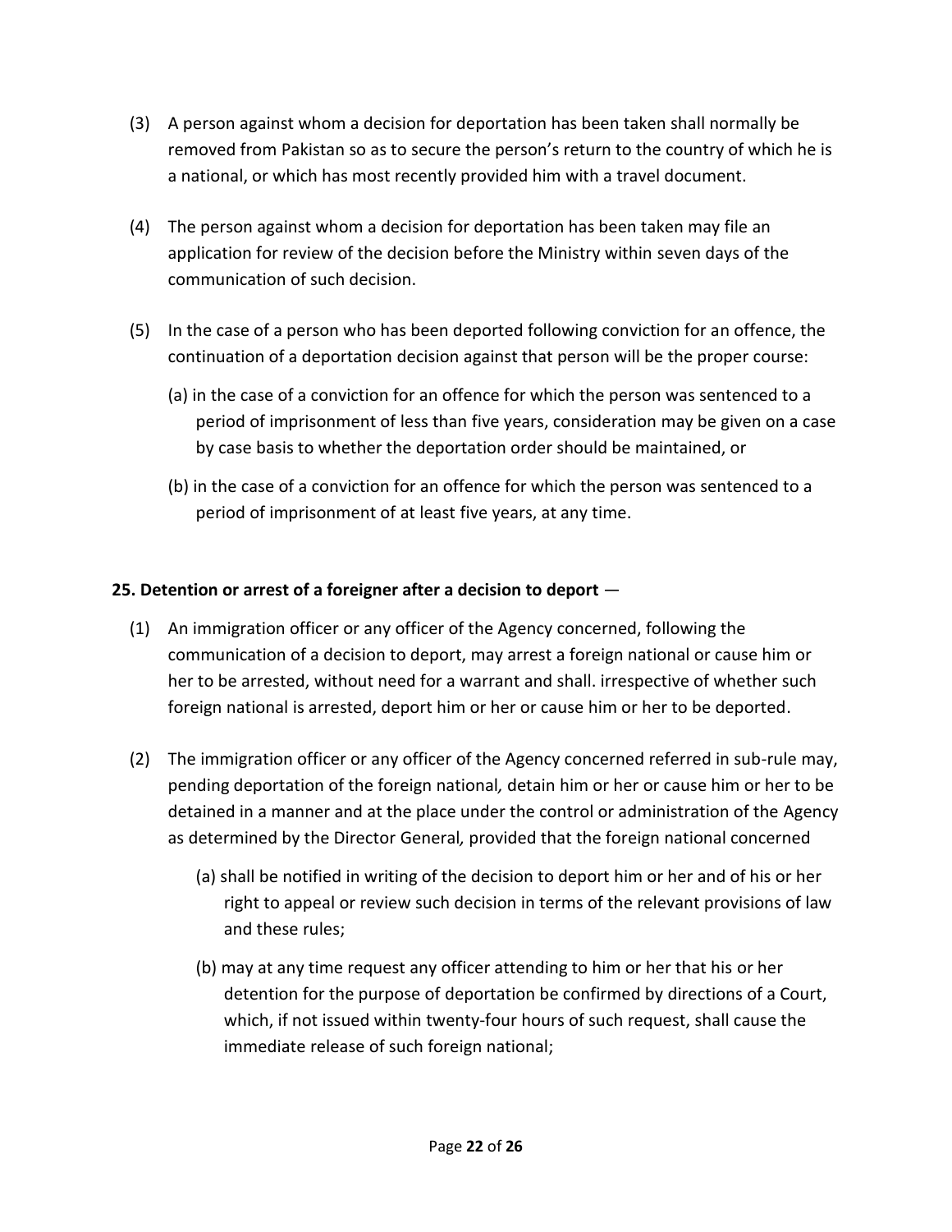(3) A person against whom a decision for deportation has been taken shall normally be removed from Pakistan so as to secure the person's return to the country of which he is a national, or which has most recently provided him with a travel document.

(4) The person against whom a decision for deportation has been taken may file an application for review of the decision before the Ministry within seven days of the communication of such decision.

(5) In the case of a person who has been deported following conviction for an offence, the continuation of a deportation decision against that person will be the proper course:

   (a) in the case of a conviction for an offence for which the person was sentenced to a period of imprisonment of less than five years, consideration may be given on a case by case basis to whether the deportation order should be maintained, or

   (b) in the case of a conviction for an offence for which the person was sentenced to a period of imprisonment of at least five years, at any time.

**25. Detention or arrest of a foreigner after a decision to deport** —

(1) An immigration officer or any officer of the Agency concerned, following the communication of a decision to deport, may arrest a foreign national or cause him or her to be arrested, without need for a warrant and shall. irrespective of whether such foreign national is arrested, deport him or her or cause him or her to be deported.

(2) The immigration officer or any officer of the Agency concerned referred in sub-rule may, pending deportation of the foreign national, detain him or her or cause him or her to be detained in a manner and at the place under the control or administration of the Agency as determined by the Director General, provided that the foreign national concerned

   (a) shall be notified in writing of the decision to deport him or her and of his or her right to appeal or review such decision in terms of the relevant provisions of law and these rules;

   (b) may at any time request any officer attending to him or her that his or her detention for the purpose of deportation be confirmed by directions of a Court, which, if not issued within twenty-four hours of such request, shall cause the immediate release of such foreign national;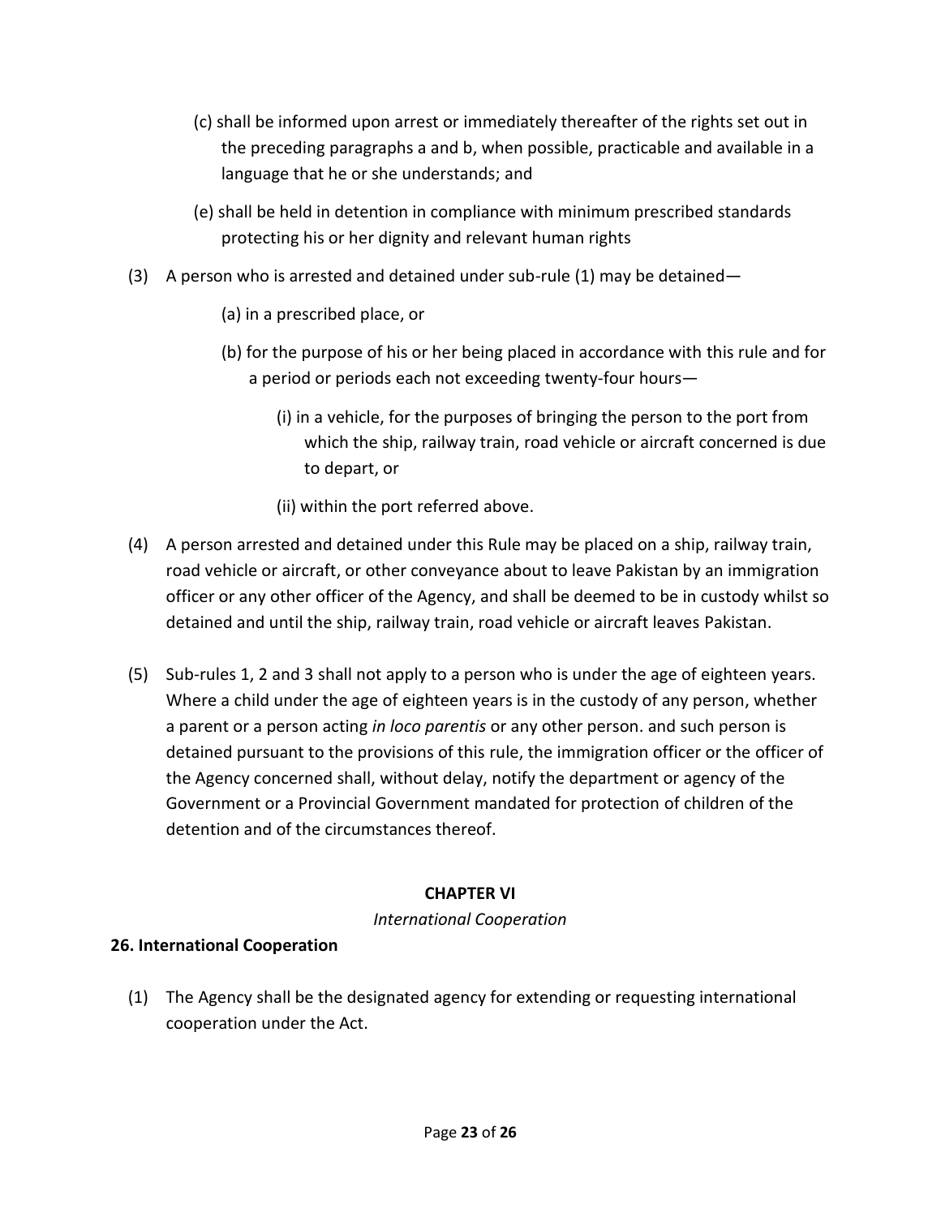(c) shall be informed upon arrest or immediately thereafter of the rights set out in the preceding paragraphs a and b, when possible, practicable and available in a language that he or she understands; and

(e) shall be held in detention in compliance with minimum prescribed standards protecting his or her dignity and relevant human rights

(3) A person who is arrested and detained under sub-rule (1) may be detained—

(a) in a prescribed place, or

(b) for the purpose of his or her being placed in accordance with this rule and for a period or periods each not exceeding twenty-four hours—

(i) in a vehicle, for the purposes of bringing the person to the port from which the ship, railway train, road vehicle or aircraft concerned is due to depart, or

(ii) within the port referred above.

(4) A person arrested and detained under this Rule may be placed on a ship, railway train, road vehicle or aircraft, or other conveyance about to leave Pakistan by an immigration officer or any other officer of the Agency, and shall be deemed to be in custody whilst so detained and until the ship, railway train, road vehicle or aircraft leaves Pakistan.

(5) Sub-rules 1, 2 and 3 shall not apply to a person who is under the age of eighteen years. Where a child under the age of eighteen years is in the custody of any person, whether a parent or a person acting *in loco parentis* or any other person. and such person is detained pursuant to the provisions of this rule, the immigration officer or the officer of the Agency concerned shall, without delay, notify the department or agency of the Government or a Provincial Government mandated for protection of children of the detention and of the circumstances thereof.

## CHAPTER VI

*International Cooperation*

### 26. International Cooperation

(1) The Agency shall be the designated agency for extending or requesting international cooperation under the Act.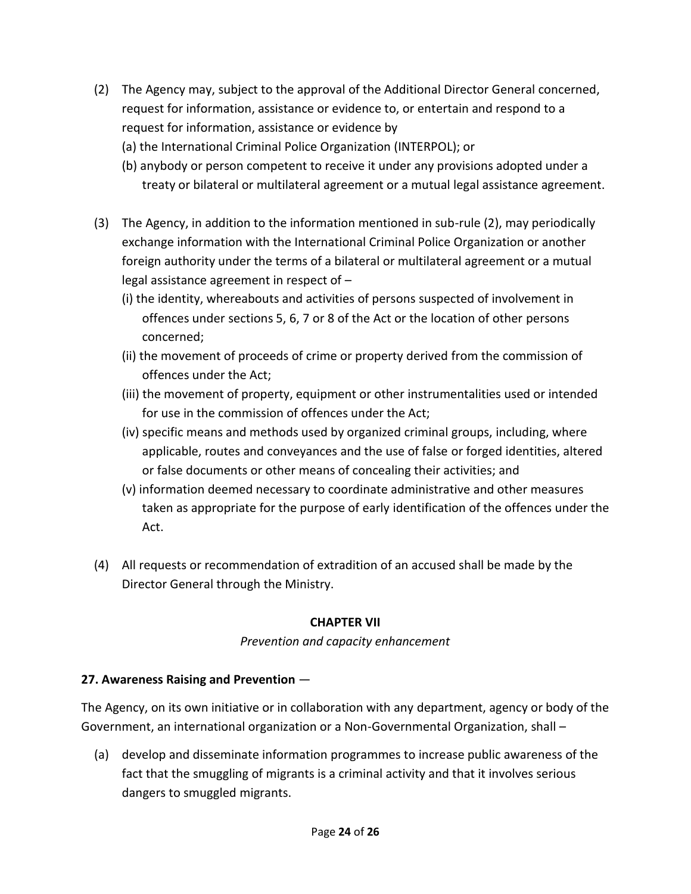(2) The Agency may, subject to the approval of the Additional Director General concerned, request for information, assistance or evidence to, or entertain and respond to a request for information, assistance or evidence by

   (a) the International Criminal Police Organization (INTERPOL); or

   (b) anybody or person competent to receive it under any provisions adopted under a treaty or bilateral or multilateral agreement or a mutual legal assistance agreement.

(3) The Agency, in addition to the information mentioned in sub-rule (2), may periodically exchange information with the International Criminal Police Organization or another foreign authority under the terms of a bilateral or multilateral agreement or a mutual legal assistance agreement in respect of –

   (i) the identity, whereabouts and activities of persons suspected of involvement in offences under sections 5, 6, 7 or 8 of the Act or the location of other persons concerned;

   (ii) the movement of proceeds of crime or property derived from the commission of offences under the Act;

   (iii) the movement of property, equipment or other instrumentalities used or intended for use in the commission of offences under the Act;

   (iv) specific means and methods used by organized criminal groups, including, where applicable, routes and conveyances and the use of false or forged identities, altered or false documents or other means of concealing their activities; and

   (v) information deemed necessary to coordinate administrative and other measures taken as appropriate for the purpose of early identification of the offences under the Act.

(4) All requests or recommendation of extradition of an accused shall be made by the Director General through the Ministry.

## CHAPTER VII

*Prevention and capacity enhancement*

**27. Awareness Raising and Prevention** —

The Agency, on its own initiative or in collaboration with any department, agency or body of the Government, an international organization or a Non-Governmental Organization, shall –

(a) develop and disseminate information programmes to increase public awareness of the fact that the smuggling of migrants is a criminal activity and that it involves serious dangers to smuggled migrants.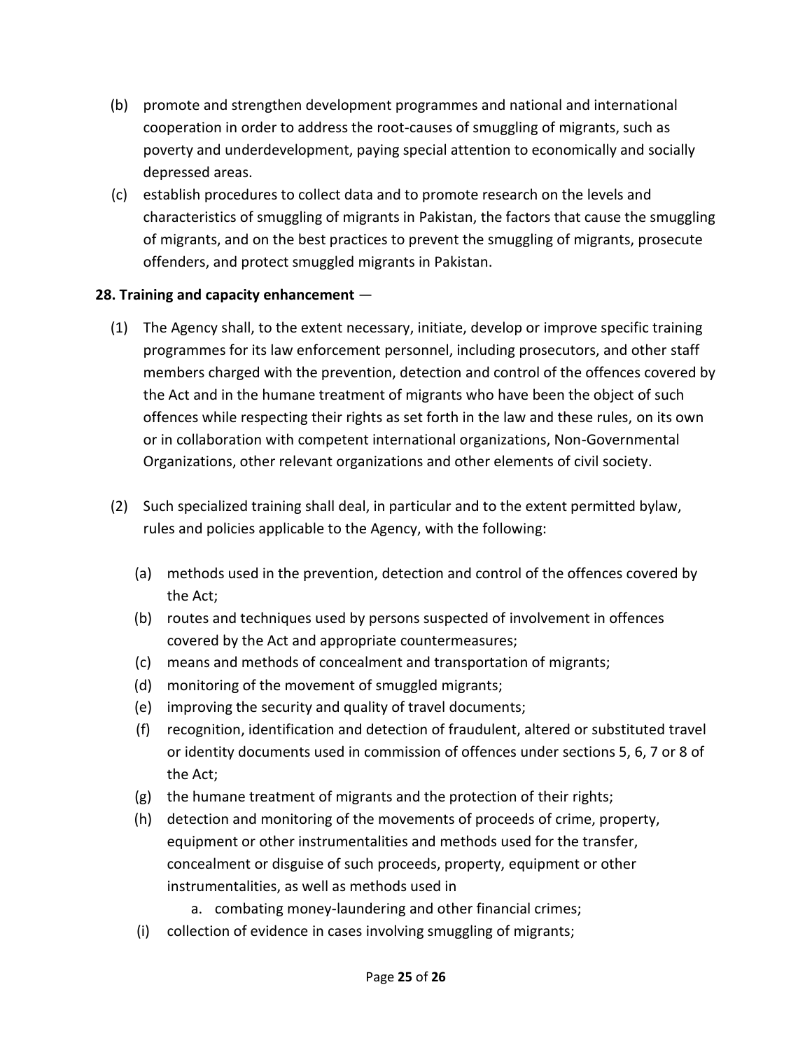(b) promote and strengthen development programmes and national and international cooperation in order to address the root-causes of smuggling of migrants, such as poverty and underdevelopment, paying special attention to economically and socially depressed areas.

(c) establish procedures to collect data and to promote research on the levels and characteristics of smuggling of migrants in Pakistan, the factors that cause the smuggling of migrants, and on the best practices to prevent the smuggling of migrants, prosecute offenders, and protect smuggled migrants in Pakistan.

**28. Training and capacity enhancement** —

(1) The Agency shall, to the extent necessary, initiate, develop or improve specific training programmes for its law enforcement personnel, including prosecutors, and other staff members charged with the prevention, detection and control of the offences covered by the Act and in the humane treatment of migrants who have been the object of such offences while respecting their rights as set forth in the law and these rules, on its own or in collaboration with competent international organizations, Non-Governmental Organizations, other relevant organizations and other elements of civil society.

(2) Such specialized training shall deal, in particular and to the extent permitted bylaw, rules and policies applicable to the Agency, with the following:

(a) methods used in the prevention, detection and control of the offences covered by the Act;

(b) routes and techniques used by persons suspected of involvement in offences covered by the Act and appropriate countermeasures;

(c) means and methods of concealment and transportation of migrants;

(d) monitoring of the movement of smuggled migrants;

(e) improving the security and quality of travel documents;

(f) recognition, identification and detection of fraudulent, altered or substituted travel or identity documents used in commission of offences under sections 5, 6, 7 or 8 of the Act;

(g) the humane treatment of migrants and the protection of their rights;

(h) detection and monitoring of the movements of proceeds of crime, property, equipment or other instrumentalities and methods used for the transfer, concealment or disguise of such proceeds, property, equipment or other instrumentalities, as well as methods used in

   a. combating money-laundering and other financial crimes;

(i) collection of evidence in cases involving smuggling of migrants;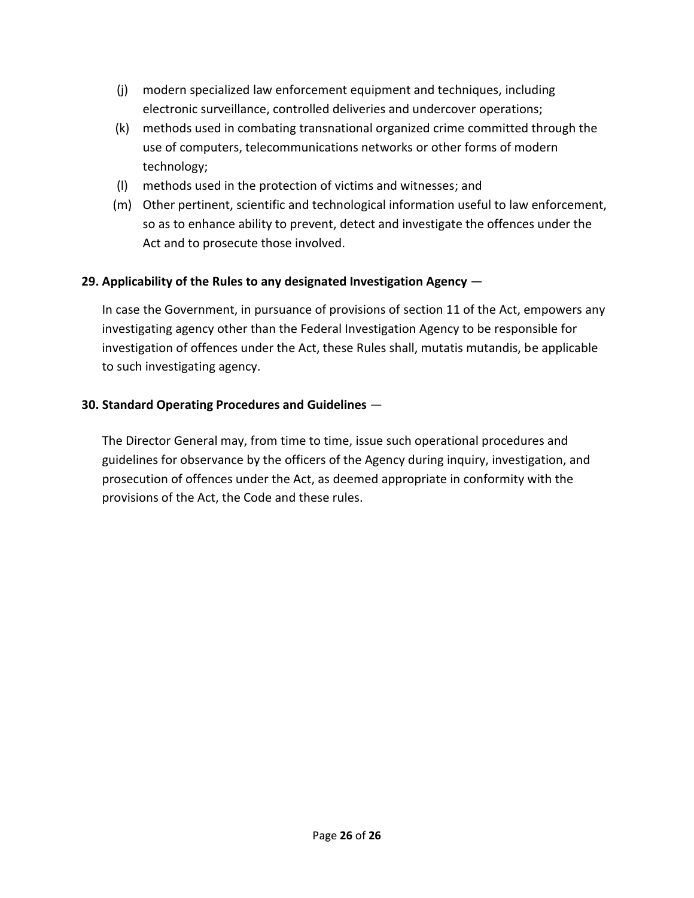(j) modern specialized law enforcement equipment and techniques, including electronic surveillance, controlled deliveries and undercover operations;

(k) methods used in combating transnational organized crime committed through the use of computers, telecommunications networks or other forms of modern technology;

(l) methods used in the protection of victims and witnesses; and

(m) Other pertinent, scientific and technological information useful to law enforcement, so as to enhance ability to prevent, detect and investigate the offences under the Act and to prosecute those involved.

**29. Applicability of the Rules to any designated Investigation Agency** —

In case the Government, in pursuance of provisions of section 11 of the Act, empowers any investigating agency other than the Federal Investigation Agency to be responsible for investigation of offences under the Act, these Rules shall, mutatis mutandis, be applicable to such investigating agency.

**30. Standard Operating Procedures and Guidelines** —

The Director General may, from time to time, issue such operational procedures and guidelines for observance by the officers of the Agency during inquiry, investigation, and prosecution of offences under the Act, as deemed appropriate in conformity with the provisions of the Act, the Code and these rules.